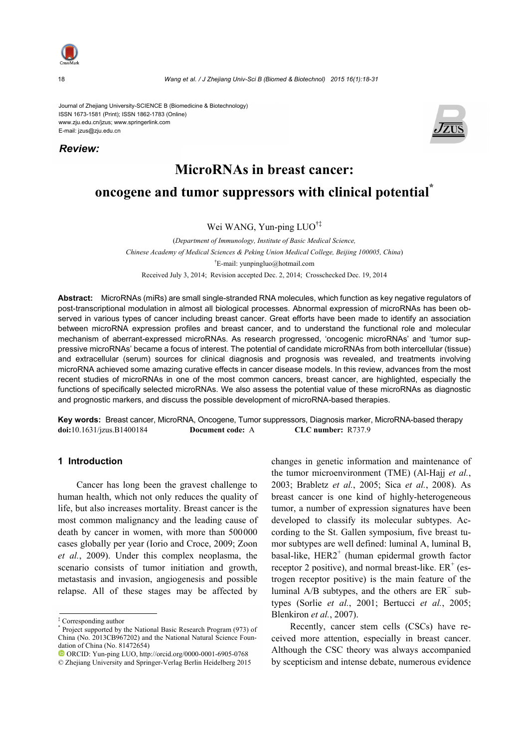Journal of Zhejiang University-SCIENCE B (Biomedicine & Biotechnology)
ISSN 1673-1581 (Print); ISSN 1862-1783 (Online)
www.zju.edu.cn/jzus; www.springerlink.com
E-mail: jzus@zju.edu.cn

***Review:***

# MicroRNAs in breast cancer: oncogene and tumor suppressors with clinical potential*

Wei WANG, Yun-ping LUO†‡

(*Department of Immunology, Institute of Basic Medical Science, Chinese Academy of Medical Sciences & Peking Union Medical College, Beijing 100005, China*)

†E-mail: yunpingluo@hotmail.com

Received July 3, 2014; Revision accepted Dec. 2, 2014; Crosschecked Dec. 19, 2014

**Abstract:** MicroRNAs (miRs) are small single-stranded RNA molecules, which function as key negative regulators of post-transcriptional modulation in almost all biological processes. Abnormal expression of microRNAs has been observed in various types of cancer including breast cancer. Great efforts have been made to identify an association between microRNA expression profiles and breast cancer, and to understand the functional role and molecular mechanism of aberrant-expressed microRNAs. As research progressed, 'oncogenic microRNAs' and 'tumor suppressive microRNAs' became a focus of interest. The potential of candidate microRNAs from both intercellular (tissue) and extracellular (serum) sources for clinical diagnosis and prognosis was revealed, and treatments involving microRNA achieved some amazing curative effects in cancer disease models. In this review, advances from the most recent studies of microRNAs in one of the most common cancers, breast cancer, are highlighted, especially the functions of specifically selected microRNAs. We also assess the potential value of these microRNAs as diagnostic and prognostic markers, and discuss the possible development of microRNA-based therapies.

**Key words:** Breast cancer, MicroRNA, Oncogene, Tumor suppressors, Diagnosis marker, MicroRNA-based therapy
**doi:**10.1631/jzus.B1400184 **Document code:** A **CLC number:** R737.9

## 1 Introduction

Cancer has long been the gravest challenge to human health, which not only reduces the quality of life, but also increases mortality. Breast cancer is the most common malignancy and the leading cause of death by cancer in women, with more than 500 000 cases globally per year (Iorio and Croce, 2009; Zoon *et al.*, 2009). Under this complex neoplasma, the scenario consists of tumor initiation and growth, metastasis and invasion, angiogenesis and possible relapse. All of these stages may be affected by changes in genetic information and maintenance of the tumor microenvironment (TME) (Al-Hajj *et al.*, 2003; Brabletz *et al.*, 2005; Sica *et al.*, 2008). As breast cancer is one kind of highly-heterogeneous tumor, a number of expression signatures have been developed to classify its molecular subtypes. According to the St. Gallen symposium, five breast tumor subtypes are well defined: luminal A, luminal B, basal-like, $HER2^+$ (human epidermal growth factor receptor 2 positive), and normal breast-like. $ER^+$ (estrogen receptor positive) is the main feature of the luminal A/B subtypes, and the others are $ER^-$ subtypes (Sorlie *et al.*, 2001; Bertucci *et al.*, 2005; Blenkiron *et al.*, 2007).

Recently, cancer stem cells (CSCs) have received more attention, especially in breast cancer. Although the CSC theory was always accompanied by scepticism and intense debate, numerous evidence

---

‡ Corresponding author

\* Project supported by the National Basic Research Program (973) of China (No. 2013CB967202) and the National Natural Science Foundation of China (No. 81472654)

ORCID: Yun-ping LUO, http://orcid.org/0000-0001-6905-0768

© Zhejiang University and Springer-Verlag Berlin Heidelberg 2015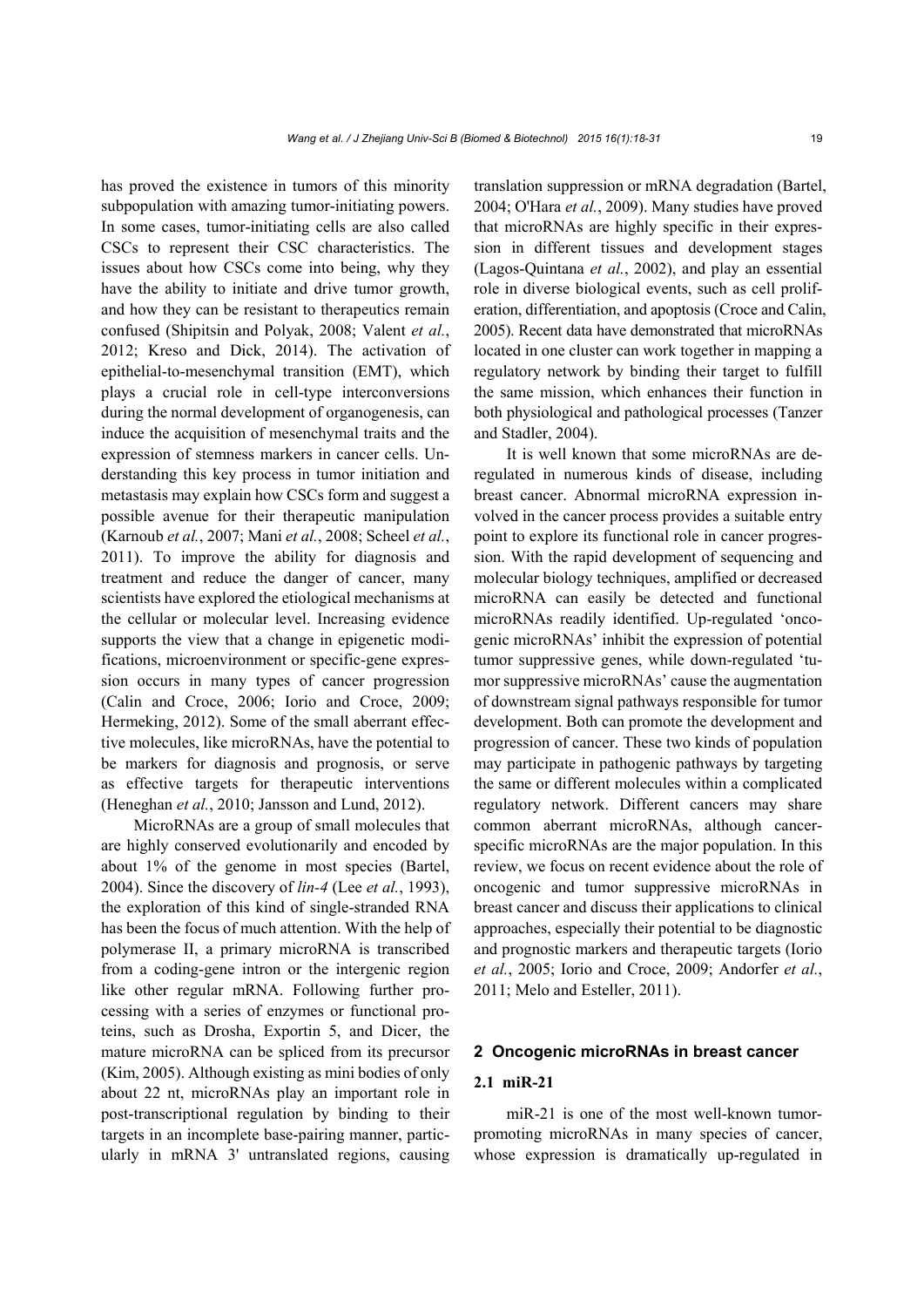has proved the existence in tumors of this minority subpopulation with amazing tumor-initiating powers. In some cases, tumor-initiating cells are also called CSCs to represent their CSC characteristics. The issues about how CSCs come into being, why they have the ability to initiate and drive tumor growth, and how they can be resistant to therapeutics remain confused (Shipitsin and Polyak, 2008; Valent *et al.*, 2012; Kreso and Dick, 2014). The activation of epithelial-to-mesenchymal transition (EMT), which plays a crucial role in cell-type interconversions during the normal development of organogenesis, can induce the acquisition of mesenchymal traits and the expression of stemness markers in cancer cells. Understanding this key process in tumor initiation and metastasis may explain how CSCs form and suggest a possible avenue for their therapeutic manipulation (Karnoub *et al.*, 2007; Mani *et al.*, 2008; Scheel *et al.*, 2011). To improve the ability for diagnosis and treatment and reduce the danger of cancer, many scientists have explored the etiological mechanisms at the cellular or molecular level. Increasing evidence supports the view that a change in epigenetic modifications, microenvironment or specific-gene expression occurs in many types of cancer progression (Calin and Croce, 2006; Iorio and Croce, 2009; Hermeking, 2012). Some of the small aberrant effective molecules, like microRNAs, have the potential to be markers for diagnosis and prognosis, or serve as effective targets for therapeutic interventions (Heneghan *et al.*, 2010; Jansson and Lund, 2012).

MicroRNAs are a group of small molecules that are highly conserved evolutionarily and encoded by about 1% of the genome in most species (Bartel, 2004). Since the discovery of *lin-4* (Lee *et al.*, 1993), the exploration of this kind of single-stranded RNA has been the focus of much attention. With the help of polymerase II, a primary microRNA is transcribed from a coding-gene intron or the intergenic region like other regular mRNA. Following further processing with a series of enzymes or functional proteins, such as Drosha, Exportin 5, and Dicer, the mature microRNA can be spliced from its precursor (Kim, 2005). Although existing as mini bodies of only about 22 nt, microRNAs play an important role in post-transcriptional regulation by binding to their targets in an incomplete base-pairing manner, particularly in mRNA 3' untranslated regions, causing translation suppression or mRNA degradation (Bartel, 2004; O'Hara *et al.*, 2009). Many studies have proved that microRNAs are highly specific in their expression in different tissues and development stages (Lagos-Quintana *et al.*, 2002), and play an essential role in diverse biological events, such as cell proliferation, differentiation, and apoptosis (Croce and Calin, 2005). Recent data have demonstrated that microRNAs located in one cluster can work together in mapping a regulatory network by binding their target to fulfill the same mission, which enhances their function in both physiological and pathological processes (Tanzer and Stadler, 2004).

It is well known that some microRNAs are deregulated in numerous kinds of disease, including breast cancer. Abnormal microRNA expression involved in the cancer process provides a suitable entry point to explore its functional role in cancer progression. With the rapid development of sequencing and molecular biology techniques, amplified or decreased microRNA can easily be detected and functional microRNAs readily identified. Up-regulated 'oncogenic microRNAs' inhibit the expression of potential tumor suppressive genes, while down-regulated 'tumor suppressive microRNAs' cause the augmentation of downstream signal pathways responsible for tumor development. Both can promote the development and progression of cancer. These two kinds of population may participate in pathogenic pathways by targeting the same or different molecules within a complicated regulatory network. Different cancers may share common aberrant microRNAs, although cancer-specific microRNAs are the major population. In this review, we focus on recent evidence about the role of oncogenic and tumor suppressive microRNAs in breast cancer and discuss their applications to clinical approaches, especially their potential to be diagnostic and prognostic markers and therapeutic targets (Iorio *et al.*, 2005; Iorio and Croce, 2009; Andorfer *et al.*, 2011; Melo and Esteller, 2011).

## 2 Oncogenic microRNAs in breast cancer

### 2.1 miR-21

miR-21 is one of the most well-known tumor-promoting microRNAs in many species of cancer, whose expression is dramatically up-regulated in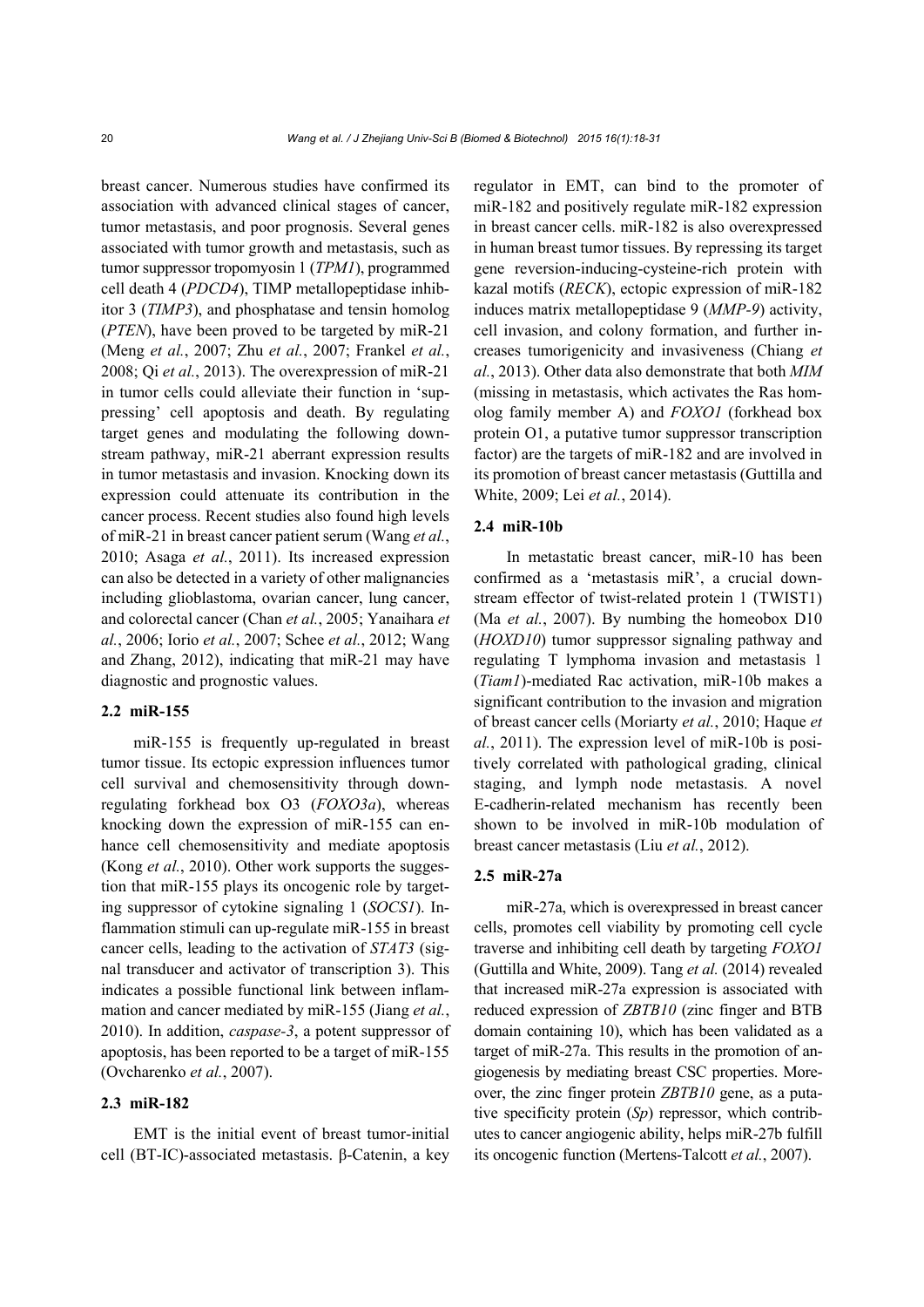breast cancer. Numerous studies have confirmed its association with advanced clinical stages of cancer, tumor metastasis, and poor prognosis. Several genes associated with tumor growth and metastasis, such as tumor suppressor tropomyosin 1 (*TPM1*), programmed cell death 4 (*PDCD4*), TIMP metallopeptidase inhibitor 3 (*TIMP3*), and phosphatase and tensin homolog (*PTEN*), have been proved to be targeted by miR-21 (Meng *et al.*, 2007; Zhu *et al.*, 2007; Frankel *et al.*, 2008; Qi *et al.*, 2013). The overexpression of miR-21 in tumor cells could alleviate their function in 'suppressing' cell apoptosis and death. By regulating target genes and modulating the following downstream pathway, miR-21 aberrant expression results in tumor metastasis and invasion. Knocking down its expression could attenuate its contribution in the cancer process. Recent studies also found high levels of miR-21 in breast cancer patient serum (Wang *et al.*, 2010; Asaga *et al.*, 2011). Its increased expression can also be detected in a variety of other malignancies including glioblastoma, ovarian cancer, lung cancer, and colorectal cancer (Chan *et al.*, 2005; Yanaihara *et al.*, 2006; Iorio *et al.*, 2007; Schee *et al.*, 2012; Wang and Zhang, 2012), indicating that miR-21 may have diagnostic and prognostic values.

### 2.2 miR-155

miR-155 is frequently up-regulated in breast tumor tissue. Its ectopic expression influences tumor cell survival and chemosensitivity through down-regulating forkhead box O3 (*FOXO3a*), whereas knocking down the expression of miR-155 can enhance cell chemosensitivity and mediate apoptosis (Kong *et al.*, 2010). Other work supports the suggestion that miR-155 plays its oncogenic role by targeting suppressor of cytokine signaling 1 (*SOCS1*). Inflammation stimuli can up-regulate miR-155 in breast cancer cells, leading to the activation of *STAT3* (signal transducer and activator of transcription 3). This indicates a possible functional link between inflammation and cancer mediated by miR-155 (Jiang *et al.*, 2010). In addition, *caspase-3*, a potent suppressor of apoptosis, has been reported to be a target of miR-155 (Ovcharenko *et al.*, 2007).

### 2.3 miR-182

EMT is the initial event of breast tumor-initial cell (BT-IC)-associated metastasis. β-Catenin, a key regulator in EMT, can bind to the promoter of miR-182 and positively regulate miR-182 expression in breast cancer cells. miR-182 is also overexpressed in human breast tumor tissues. By repressing its target gene reversion-inducing-cysteine-rich protein with kazal motifs (*RECK*), ectopic expression of miR-182 induces matrix metallopeptidase 9 (*MMP-9*) activity, cell invasion, and colony formation, and further increases tumorigenicity and invasiveness (Chiang *et al.*, 2013). Other data also demonstrate that both *MIM* (missing in metastasis, which activates the Ras homolog family member A) and *FOXO1* (forkhead box protein O1, a putative tumor suppressor transcription factor) are the targets of miR-182 and are involved in its promotion of breast cancer metastasis (Guttilla and White, 2009; Lei *et al.*, 2014).

### 2.4 miR-10b

In metastatic breast cancer, miR-10 has been confirmed as a 'metastasis miR', a crucial downstream effector of twist-related protein 1 (TWIST1) (Ma *et al.*, 2007). By numbing the homeobox D10 (*HOXD10*) tumor suppressor signaling pathway and regulating T lymphoma invasion and metastasis 1 (*Tiam1*)-mediated Rac activation, miR-10b makes a significant contribution to the invasion and migration of breast cancer cells (Moriarty *et al.*, 2010; Haque *et al.*, 2011). The expression level of miR-10b is positively correlated with pathological grading, clinical staging, and lymph node metastasis. A novel E-cadherin-related mechanism has recently been shown to be involved in miR-10b modulation of breast cancer metastasis (Liu *et al.*, 2012).

### 2.5 miR-27a

miR-27a, which is overexpressed in breast cancer cells, promotes cell viability by promoting cell cycle traverse and inhibiting cell death by targeting *FOXO1* (Guttilla and White, 2009). Tang *et al.* (2014) revealed that increased miR-27a expression is associated with reduced expression of *ZBTB10* (zinc finger and BTB domain containing 10), which has been validated as a target of miR-27a. This results in the promotion of angiogenesis by mediating breast CSC properties. Moreover, the zinc finger protein *ZBTB10* gene, as a putative specificity protein (*Sp*) repressor, which contributes to cancer angiogenic ability, helps miR-27b fulfill its oncogenic function (Mertens-Talcott *et al.*, 2007).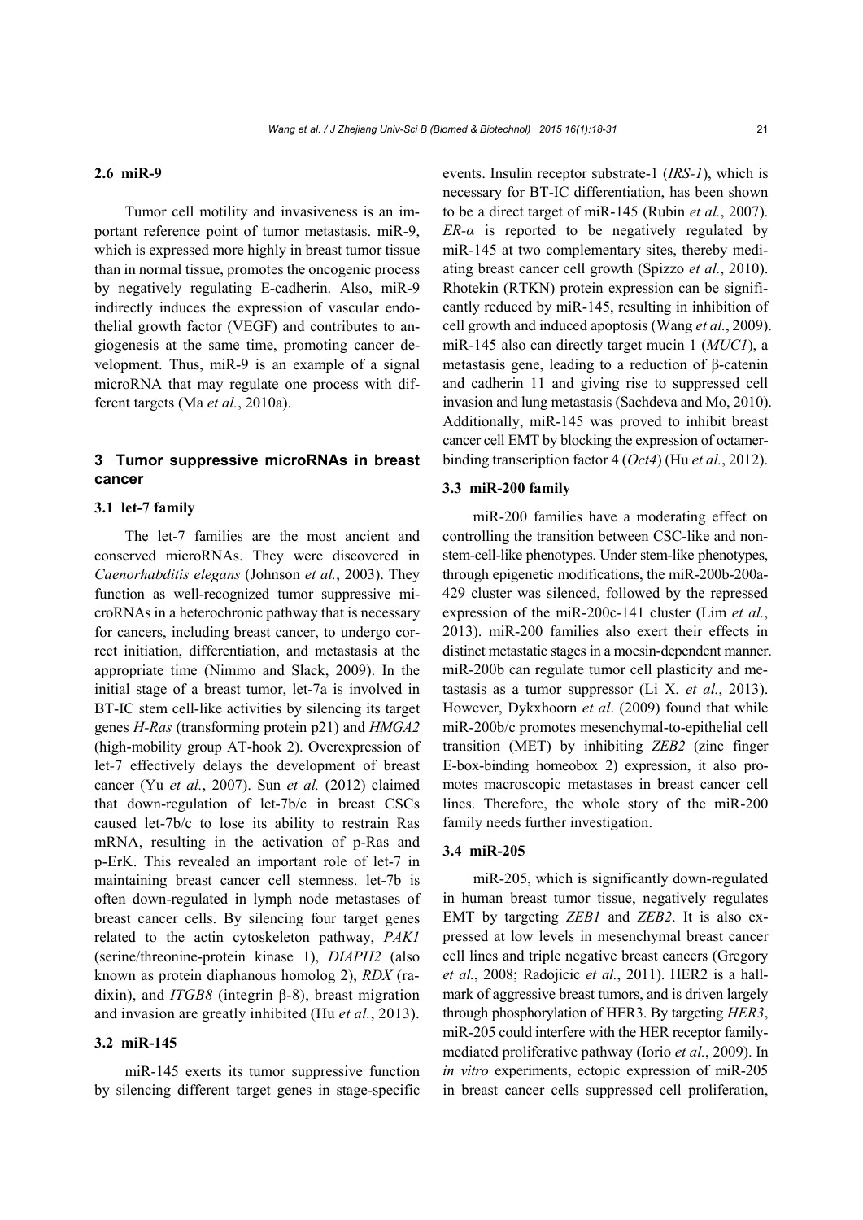### 2.6 miR-9

Tumor cell motility and invasiveness is an important reference point of tumor metastasis. miR-9, which is expressed more highly in breast tumor tissue than in normal tissue, promotes the oncogenic process by negatively regulating E-cadherin. Also, miR-9 indirectly induces the expression of vascular endothelial growth factor (VEGF) and contributes to angiogenesis at the same time, promoting cancer development. Thus, miR-9 is an example of a signal microRNA that may regulate one process with different targets (Ma *et al.*, 2010a).

## 3 Tumor suppressive microRNAs in breast cancer

### 3.1 let-7 family

The let-7 families are the most ancient and conserved microRNAs. They were discovered in *Caenorhabditis elegans* (Johnson *et al.*, 2003). They function as well-recognized tumor suppressive microRNAs in a heterochronic pathway that is necessary for cancers, including breast cancer, to undergo correct initiation, differentiation, and metastasis at the appropriate time (Nimmo and Slack, 2009). In the initial stage of a breast tumor, let-7a is involved in BT-IC stem cell-like activities by silencing its target genes *H-Ras* (transforming protein p21) and *HMGA2* (high-mobility group AT-hook 2). Overexpression of let-7 effectively delays the development of breast cancer (Yu *et al.*, 2007). Sun *et al.* (2012) claimed that down-regulation of let-7b/c in breast CSCs caused let-7b/c to lose its ability to restrain Ras mRNA, resulting in the activation of p-Ras and p-ErK. This revealed an important role of let-7 in maintaining breast cancer cell stemness. let-7b is often down-regulated in lymph node metastases of breast cancer cells. By silencing four target genes related to the actin cytoskeleton pathway, *PAK1* (serine/threonine-protein kinase 1), *DIAPH2* (also known as protein diaphanous homolog 2), *RDX* (radixin), and *ITGB8* (integrin β-8), breast migration and invasion are greatly inhibited (Hu *et al.*, 2013).

### 3.2 miR-145

miR-145 exerts its tumor suppressive function by silencing different target genes in stage-specific events. Insulin receptor substrate-1 (*IRS-1*), which is necessary for BT-IC differentiation, has been shown to be a direct target of miR-145 (Rubin *et al.*, 2007). *ER-α* is reported to be negatively regulated by miR-145 at two complementary sites, thereby mediating breast cancer cell growth (Spizzo *et al.*, 2010). Rhotekin (RTKN) protein expression can be significantly reduced by miR-145, resulting in inhibition of cell growth and induced apoptosis (Wang *et al.*, 2009). miR-145 also can directly target mucin 1 (*MUC1*), a metastasis gene, leading to a reduction of β-catenin and cadherin 11 and giving rise to suppressed cell invasion and lung metastasis (Sachdeva and Mo, 2010). Additionally, miR-145 was proved to inhibit breast cancer cell EMT by blocking the expression of octamer-binding transcription factor 4 (*Oct4*) (Hu *et al.*, 2012).

### 3.3 miR-200 family

miR-200 families have a moderating effect on controlling the transition between CSC-like and non-stem-cell-like phenotypes. Under stem-like phenotypes, through epigenetic modifications, the miR-200b-200a-429 cluster was silenced, followed by the repressed expression of the miR-200c-141 cluster (Lim *et al.*, 2013). miR-200 families also exert their effects in distinct metastatic stages in a moesin-dependent manner. miR-200b can regulate tumor cell plasticity and metastasis as a tumor suppressor (Li X. *et al.*, 2013). However, Dykxhoorn *et al*. (2009) found that while miR-200b/c promotes mesenchymal-to-epithelial cell transition (MET) by inhibiting *ZEB2* (zinc finger E-box-binding homeobox 2) expression, it also promotes macroscopic metastases in breast cancer cell lines. Therefore, the whole story of the miR-200 family needs further investigation.

### 3.4 miR-205

miR-205, which is significantly down-regulated in human breast tumor tissue, negatively regulates EMT by targeting *ZEB1* and *ZEB2*. It is also expressed at low levels in mesenchymal breast cancer cell lines and triple negative breast cancers (Gregory *et al.*, 2008; Radojicic *et al.*, 2011). HER2 is a hallmark of aggressive breast tumors, and is driven largely through phosphorylation of HER3. By targeting *HER3*, miR-205 could interfere with the HER receptor family-mediated proliferative pathway (Iorio *et al.*, 2009). In *in vitro* experiments, ectopic expression of miR-205 in breast cancer cells suppressed cell proliferation,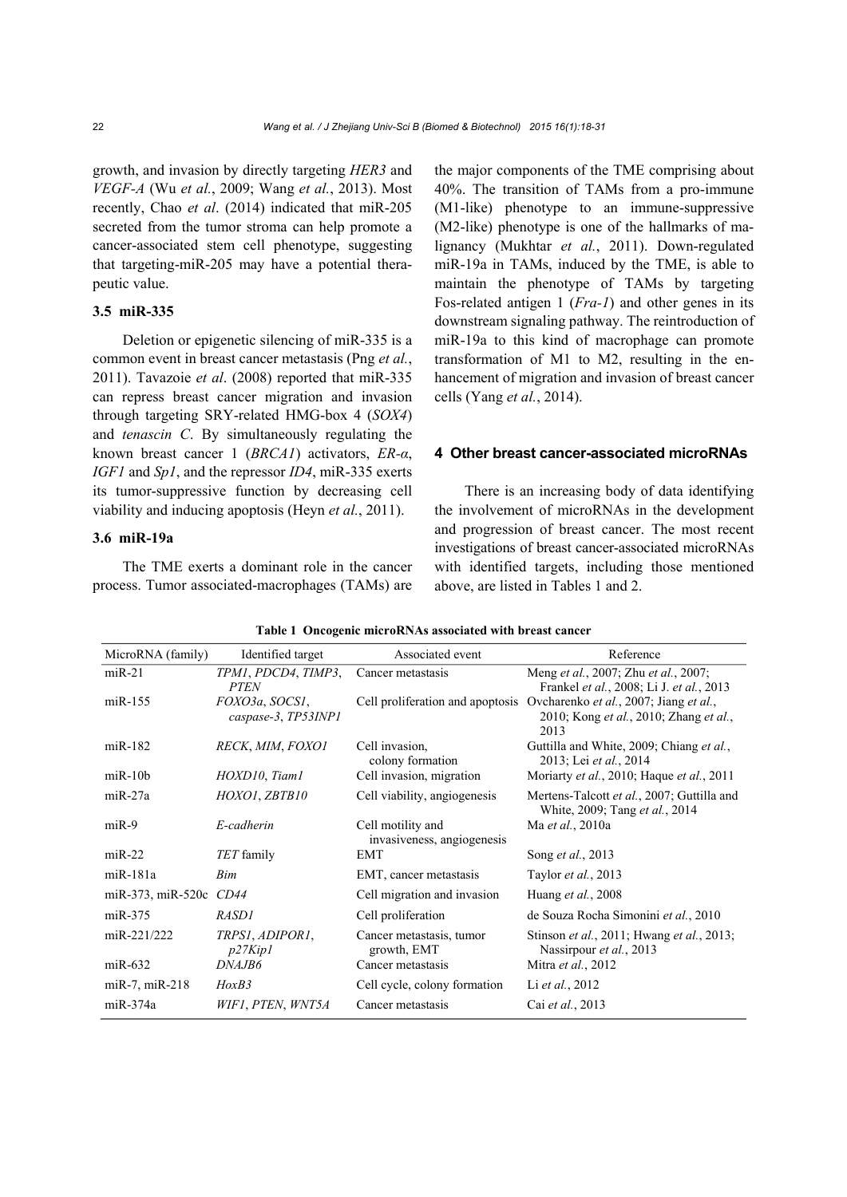growth, and invasion by directly targeting *HER3* and *VEGF-A* (Wu *et al.*, 2009; Wang *et al.*, 2013). Most recently, Chao *et al*. (2014) indicated that miR-205 secreted from the tumor stroma can help promote a cancer-associated stem cell phenotype, suggesting that targeting-miR-205 may have a potential therapeutic value.

### 3.5 miR-335

Deletion or epigenetic silencing of miR-335 is a common event in breast cancer metastasis (Png *et al.*, 2011). Tavazoie *et al*. (2008) reported that miR-335 can repress breast cancer migration and invasion through targeting SRY-related HMG-box 4 (*SOX4*) and *tenascin C*. By simultaneously regulating the known breast cancer 1 (*BRCA1*) activators, *ER-α*, *IGF1* and *Sp1*, and the repressor *ID4*, miR-335 exerts its tumor-suppressive function by decreasing cell viability and inducing apoptosis (Heyn *et al.*, 2011).

### 3.6 miR-19a

The TME exerts a dominant role in the cancer process. Tumor associated-macrophages (TAMs) are the major components of the TME comprising about 40%. The transition of TAMs from a pro-immune (M1-like) phenotype to an immune-suppressive (M2-like) phenotype is one of the hallmarks of malignancy (Mukhtar *et al.*, 2011). Down-regulated miR-19a in TAMs, induced by the TME, is able to maintain the phenotype of TAMs by targeting Fos-related antigen 1 (*Fra-1*) and other genes in its downstream signaling pathway. The reintroduction of miR-19a to this kind of macrophage can promote transformation of M1 to M2, resulting in the enhancement of migration and invasion of breast cancer cells (Yang *et al.*, 2014).

## 4 Other breast cancer-associated microRNAs

There is an increasing body of data identifying the involvement of microRNAs in the development and progression of breast cancer. The most recent investigations of breast cancer-associated microRNAs with identified targets, including those mentioned above, are listed in Tables 1 and 2.

**Table 1 Oncogenic microRNAs associated with breast cancer**

| MicroRNA (family) | Identified target | Associated event | Reference |
|---|---|---|---|
| miR-21 | *TPM1*, *PDCD4*, *TIMP3*, *PTEN* | Cancer metastasis | Meng *et al.*, 2007; Zhu *et al.*, 2007; Frankel *et al.*, 2008; Li J. *et al.*, 2013 |
| miR-155 | *FOXO3a*, *SOCS1*, *caspase-3*, *TP53INP1* | Cell proliferation and apoptosis | Ovcharenko *et al.*, 2007; Jiang *et al.*, 2010; Kong *et al.*, 2010; Zhang *et al.*, 2013 |
| miR-182 | *RECK*, *MIM*, *FOXO1* | Cell invasion, colony formation | Guttilla and White, 2009; Chiang *et al.*, 2013; Lei *et al.*, 2014 |
| miR-10b | *HOXD10*, *Tiam1* | Cell invasion, migration | Moriarty *et al.*, 2010; Haque *et al.*, 2011 |
| miR-27a | *HOXO1*, *ZBTB10* | Cell viability, angiogenesis | Mertens-Talcott *et al.*, 2007; Guttilla and White, 2009; Tang *et al.*, 2014 |
| miR-9 | *E-cadherin* | Cell motility and invasiveness, angiogenesis | Ma *et al.*, 2010a |
| miR-22 | *TET* family | EMT | Song *et al.*, 2013 |
| miR-181a | *Bim* | EMT, cancer metastasis | Taylor *et al.*, 2013 |
| miR-373, miR-520c | *CD44* | Cell migration and invasion | Huang *et al.*, 2008 |
| miR-375 | *RASD1* | Cell proliferation | de Souza Rocha Simonini *et al.*, 2010 |
| miR-221/222 | *TRPS1*, *ADIPOR1*, *p27Kip1* | Cancer metastasis, tumor growth, EMT | Stinson *et al.*, 2011; Hwang *et al.*, 2013; Nassirpour *et al.*, 2013 |
| miR-632 | *DNAJB6* | Cancer metastasis | Mitra *et al.*, 2012 |
| miR-7, miR-218 | *HoxB3* | Cell cycle, colony formation | Li *et al.*, 2012 |
| miR-374a | *WIF1*, *PTEN*, *WNT5A* | Cancer metastasis | Cai *et al.*, 2013 |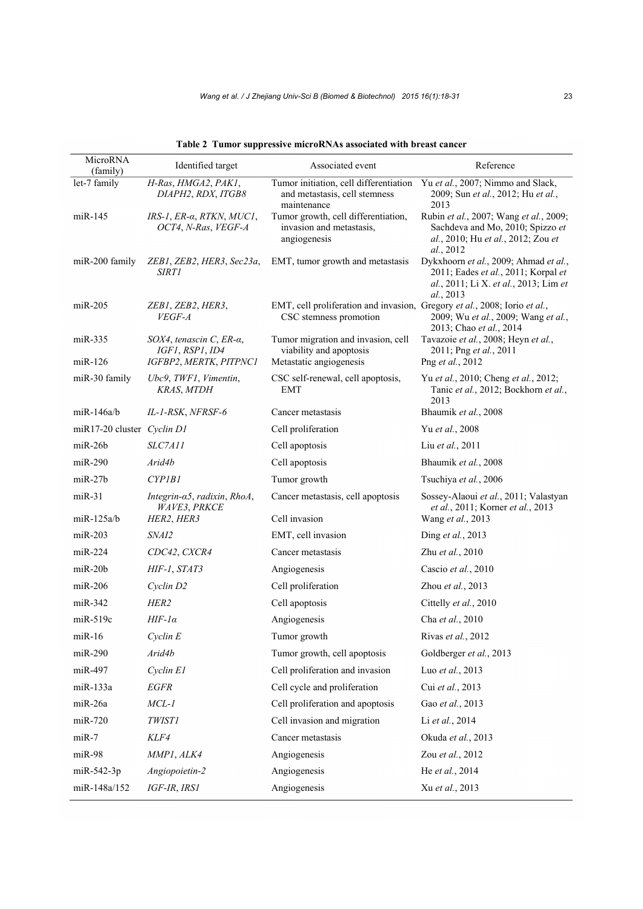**Table 2 Tumor suppressive microRNAs associated with breast cancer**

| MicroRNA (family) | Identified target | Associated event | Reference |
|---|---|---|---|
| let-7 family | *H-Ras*, *HMGA2*, *PAK1*, *DIAPH2*, *RDX*, *ITGB8* | Tumor initiation, cell differentiation and metastasis, cell stemness maintenance | Yu *et al.*, 2007; Nimmo and Slack, 2009; Sun *et al.*, 2012; Hu *et al.*, 2013 |
| miR-145 | *IRS-1*, *ER-α*, *RTKN*, *MUC1*, *OCT4*, *N-Ras*, *VEGF-A* | Tumor growth, cell differentiation, invasion and metastasis, angiogenesis | Rubin *et al.*, 2007; Wang *et al.*, 2009; Sachdeva and Mo, 2010; Spizzo *et al.*, 2010; Hu *et al.*, 2012; Zou *et al.*, 2012 |
| miR-200 family | *ZEB1*, *ZEB2*, *HER3*, *Sec23a*, *SIRT1* | EMT, tumor growth and metastasis | Dykxhoorn *et al.*, 2009; Ahmad *et al.*, 2011; Eades *et al.*, 2011; Korpal *et al.*, 2011; Li X. *et al.*, 2013; Lim *et al.*, 2013 |
| miR-205 | *ZEB1*, *ZEB2*, *HER3*, *VEGF-A* | EMT, cell proliferation and invasion, CSC stemness promotion | Gregory *et al.*, 2008; Iorio *et al.*, 2009; Wu *et al.*, 2009; Wang *et al.*, 2013; Chao *et al.*, 2014 |
| miR-335 | *SOX4*, *tenascin C*, *ER-α*, *IGF1*, *RSP1*, *ID4* | Tumor migration and invasion, cell viability and apoptosis | Tavazoie *et al.*, 2008; Heyn *et al.*, 2011; Png *et al.*, 2011 |
| miR-126 | *IGFBP2*, *MERTK*, *PITPNC1* | Metastatic angiogenesis | Png *et al.*, 2012 |
| miR-30 family | *Ubc9*, *TWF1*, *Vimentin*, *KRAS*, *MTDH* | CSC self-renewal, cell apoptosis, EMT | Yu *et al.*, 2010; Cheng *et al.*, 2012; Tanic *et al.*, 2012; Bockhorn *et al.*, 2013 |
| miR-146a/b | *IL-1-RSK*, *NFRSF-6* | Cancer metastasis | Bhaumik *et al.*, 2008 |
| miR17-20 cluster | *Cyclin D1* | Cell proliferation | Yu *et al.*, 2008 |
| miR-26b | *SLC7A11* | Cell apoptosis | Liu *et al.*, 2011 |
| miR-290 | *Arid4b* | Cell apoptosis | Bhaumik *et al.*, 2008 |
| miR-27b | *CYP1B1* | Tumor growth | Tsuchiya *et al.*, 2006 |
| miR-31 | *Integrin-α5*, *radixin*, *RhoA*, *WAVE3*, *PRKCE* | Cancer metastasis, cell apoptosis | Sossey-Alaoui *et al.*, 2011; Valastyan *et al.*, 2011; Korner *et al.*, 2013 |
| miR-125a/b | *HER2*, *HER3* | Cell invasion | Wang *et al.*, 2013 |
| miR-203 | *SNAI2* | EMT, cell invasion | Ding *et al.*, 2013 |
| miR-224 | *CDC42*, *CXCR4* | Cancer metastasis | Zhu *et al.*, 2010 |
| miR-20b | *HIF-1*, *STAT3* | Angiogenesis | Cascio *et al.*, 2010 |
| miR-206 | *Cyclin D2* | Cell proliferation | Zhou *et al.*, 2013 |
| miR-342 | *HER2* | Cell apoptosis | Cittelly *et al.*, 2010 |
| miR-519c | *HIF-1α* | Angiogenesis | Cha *et al.*, 2010 |
| miR-16 | *Cyclin E* | Tumor growth | Rivas *et al.*, 2012 |
| miR-290 | *Arid4b* | Tumor growth, cell apoptosis | Goldberger *et al.*, 2013 |
| miR-497 | *Cyclin E1* | Cell proliferation and invasion | Luo *et al.*, 2013 |
| miR-133a | *EGFR* | Cell cycle and proliferation | Cui *et al.*, 2013 |
| miR-26a | *MCL-1* | Cell proliferation and apoptosis | Gao *et al.*, 2013 |
| miR-720 | *TWIST1* | Cell invasion and migration | Li *et al.*, 2014 |
| miR-7 | *KLF4* | Cancer metastasis | Okuda *et al.*, 2013 |
| miR-98 | *MMP1*, *ALK4* | Angiogenesis | Zou *et al.*, 2012 |
| miR-542-3p | *Angiopoietin-2* | Angiogenesis | He *et al.*, 2014 |
| miR-148a/152 | *IGF-IR*, *IRS1* | Angiogenesis | Xu *et al.*, 2013 |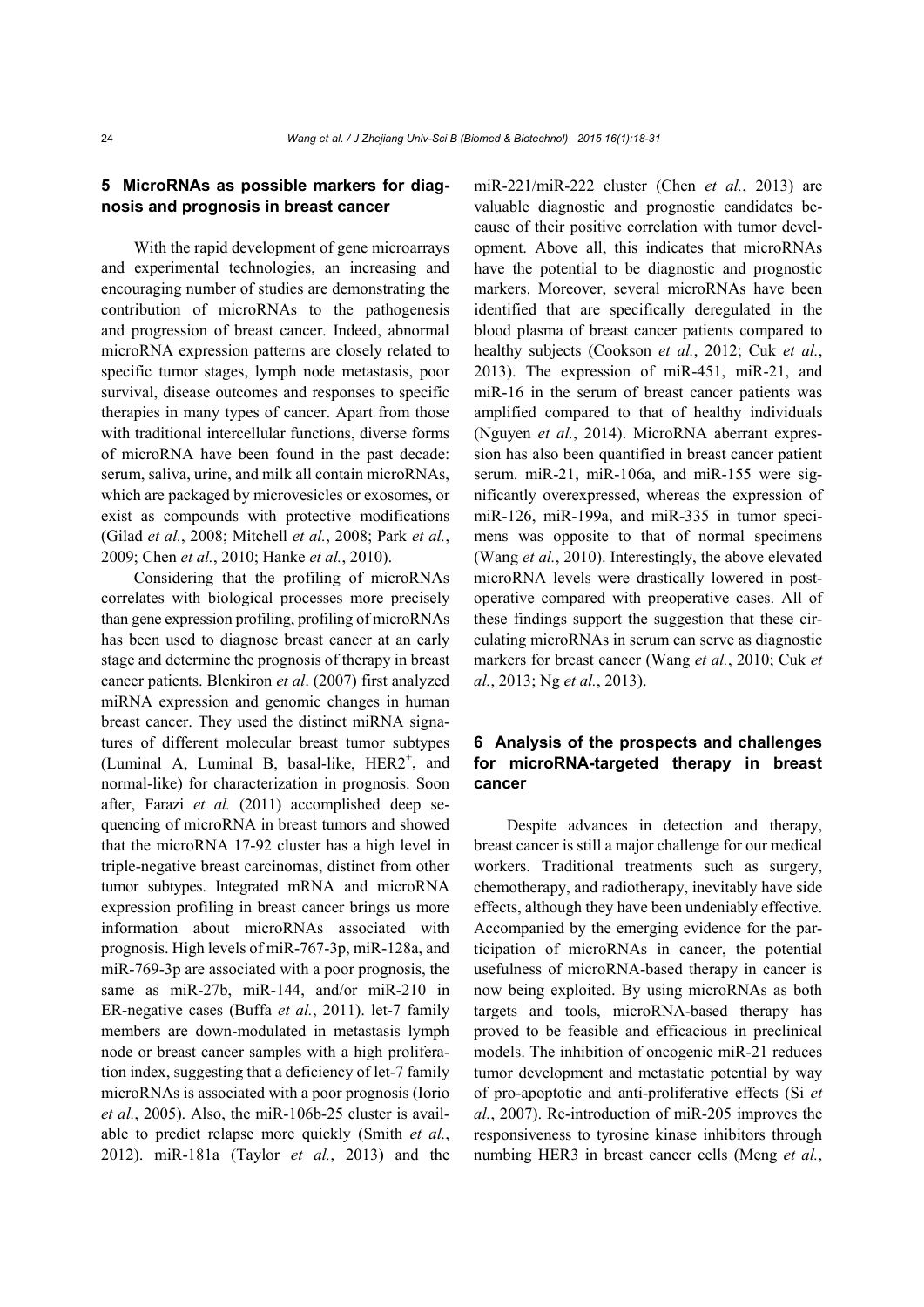## 5 MicroRNAs as possible markers for diagnosis and prognosis in breast cancer

With the rapid development of gene microarrays and experimental technologies, an increasing and encouraging number of studies are demonstrating the contribution of microRNAs to the pathogenesis and progression of breast cancer. Indeed, abnormal microRNA expression patterns are closely related to specific tumor stages, lymph node metastasis, poor survival, disease outcomes and responses to specific therapies in many types of cancer. Apart from those with traditional intercellular functions, diverse forms of microRNA have been found in the past decade: serum, saliva, urine, and milk all contain microRNAs, which are packaged by microvesicles or exosomes, or exist as compounds with protective modifications (Gilad *et al.*, 2008; Mitchell *et al.*, 2008; Park *et al.*, 2009; Chen *et al.*, 2010; Hanke *et al.*, 2010).

Considering that the profiling of microRNAs correlates with biological processes more precisely than gene expression profiling, profiling of microRNAs has been used to diagnose breast cancer at an early stage and determine the prognosis of therapy in breast cancer patients. Blenkiron *et al*. (2007) first analyzed miRNA expression and genomic changes in human breast cancer. They used the distinct miRNA signatures of different molecular breast tumor subtypes (Luminal A, Luminal B, basal-like, HER2$^+$, and normal-like) for characterization in prognosis. Soon after, Farazi *et al.* (2011) accomplished deep sequencing of microRNA in breast tumors and showed that the microRNA 17-92 cluster has a high level in triple-negative breast carcinomas, distinct from other tumor subtypes. Integrated mRNA and microRNA expression profiling in breast cancer brings us more information about microRNAs associated with prognosis. High levels of miR-767-3p, miR-128a, and miR-769-3p are associated with a poor prognosis, the same as miR-27b, miR-144, and/or miR-210 in ER-negative cases (Buffa *et al.*, 2011). let-7 family members are down-modulated in metastasis lymph node or breast cancer samples with a high proliferation index, suggesting that a deficiency of let-7 family microRNAs is associated with a poor prognosis (Iorio *et al.*, 2005). Also, the miR-106b-25 cluster is available to predict relapse more quickly (Smith *et al.*, 2012). miR-181a (Taylor *et al.*, 2013) and the miR-221/miR-222 cluster (Chen *et al.*, 2013) are valuable diagnostic and prognostic candidates because of their positive correlation with tumor development. Above all, this indicates that microRNAs have the potential to be diagnostic and prognostic markers. Moreover, several microRNAs have been identified that are specifically deregulated in the blood plasma of breast cancer patients compared to healthy subjects (Cookson *et al.*, 2012; Cuk *et al.*, 2013). The expression of miR-451, miR-21, and miR-16 in the serum of breast cancer patients was amplified compared to that of healthy individuals (Nguyen *et al.*, 2014). MicroRNA aberrant expression has also been quantified in breast cancer patient serum. miR-21, miR-106a, and miR-155 were significantly overexpressed, whereas the expression of miR-126, miR-199a, and miR-335 in tumor specimens was opposite to that of normal specimens (Wang *et al.*, 2010). Interestingly, the above elevated microRNA levels were drastically lowered in postoperative compared with preoperative cases. All of these findings support the suggestion that these circulating microRNAs in serum can serve as diagnostic markers for breast cancer (Wang *et al.*, 2010; Cuk *et al.*, 2013; Ng *et al.*, 2013).

## 6 Analysis of the prospects and challenges for microRNA-targeted therapy in breast cancer

Despite advances in detection and therapy, breast cancer is still a major challenge for our medical workers. Traditional treatments such as surgery, chemotherapy, and radiotherapy, inevitably have side effects, although they have been undeniably effective. Accompanied by the emerging evidence for the participation of microRNAs in cancer, the potential usefulness of microRNA-based therapy in cancer is now being exploited. By using microRNAs as both targets and tools, microRNA-based therapy has proved to be feasible and efficacious in preclinical models. The inhibition of oncogenic miR-21 reduces tumor development and metastatic potential by way of pro-apoptotic and anti-proliferative effects (Si *et al.*, 2007). Re-introduction of miR-205 improves the responsiveness to tyrosine kinase inhibitors through numbing HER3 in breast cancer cells (Meng *et al.*,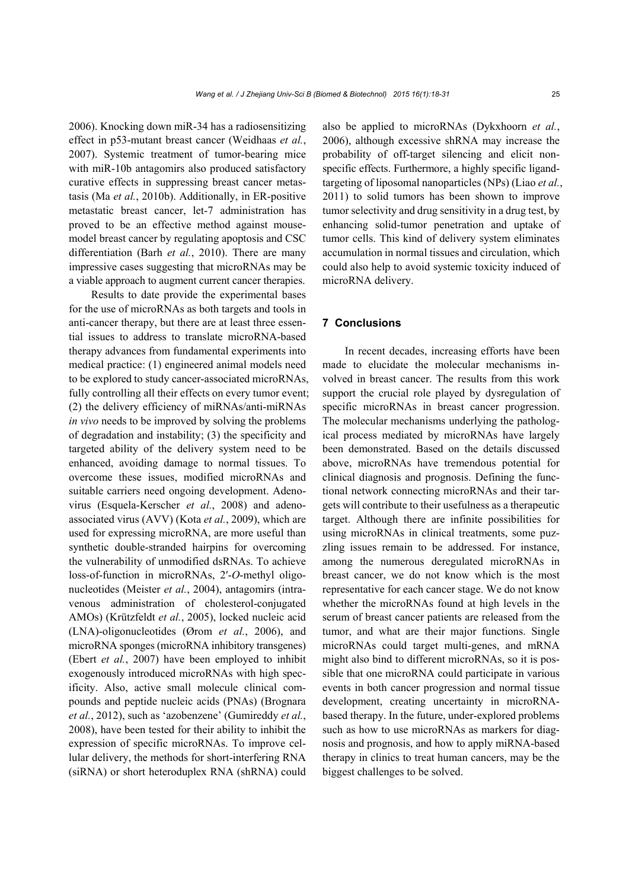2006). Knocking down miR-34 has a radiosensitizing effect in p53-mutant breast cancer (Weidhaas *et al.*, 2007). Systemic treatment of tumor-bearing mice with miR-10b antagomirs also produced satisfactory curative effects in suppressing breast cancer metastasis (Ma *et al.*, 2010b). Additionally, in ER-positive metastatic breast cancer, let-7 administration has proved to be an effective method against mouse-model breast cancer by regulating apoptosis and CSC differentiation (Barh *et al.*, 2010). There are many impressive cases suggesting that microRNAs may be a viable approach to augment current cancer therapies.

Results to date provide the experimental bases for the use of microRNAs as both targets and tools in anti-cancer therapy, but there are at least three essential issues to address to translate microRNA-based therapy advances from fundamental experiments into medical practice: (1) engineered animal models need to be explored to study cancer-associated microRNAs, fully controlling all their effects on every tumor event; (2) the delivery efficiency of miRNAs/anti-miRNAs *in vivo* needs to be improved by solving the problems of degradation and instability; (3) the specificity and targeted ability of the delivery system need to be enhanced, avoiding damage to normal tissues. To overcome these issues, modified microRNAs and suitable carriers need ongoing development. Adenovirus (Esquela-Kerscher *et al.*, 2008) and adeno-associated virus (AVV) (Kota *et al.*, 2009), which are used for expressing microRNA, are more useful than synthetic double-stranded hairpins for overcoming the vulnerability of unmodified dsRNAs. To achieve loss-of-function in microRNAs, 2′-*O*-methyl oligonucleotides (Meister *et al.*, 2004), antagomirs (intravenous administration of cholesterol-conjugated AMOs) (Krützfeldt *et al.*, 2005), locked nucleic acid (LNA)-oligonucleotides (Ørom *et al.*, 2006), and microRNA sponges (microRNA inhibitory transgenes) (Ebert *et al.*, 2007) have been employed to inhibit exogenously introduced microRNAs with high specificity. Also, active small molecule clinical compounds and peptide nucleic acids (PNAs) (Brognara *et al.*, 2012), such as 'azobenzene' (Gumireddy *et al.*, 2008), have been tested for their ability to inhibit the expression of specific microRNAs. To improve cellular delivery, the methods for short-interfering RNA (siRNA) or short heteroduplex RNA (shRNA) could also be applied to microRNAs (Dykxhoorn *et al.*, 2006), although excessive shRNA may increase the probability of off-target silencing and elicit non-specific effects. Furthermore, a highly specific ligand-targeting of liposomal nanoparticles (NPs) (Liao *et al.*, 2011) to solid tumors has been shown to improve tumor selectivity and drug sensitivity in a drug test, by enhancing solid-tumor penetration and uptake of tumor cells. This kind of delivery system eliminates accumulation in normal tissues and circulation, which could also help to avoid systemic toxicity induced of microRNA delivery.

## 7 Conclusions

In recent decades, increasing efforts have been made to elucidate the molecular mechanisms involved in breast cancer. The results from this work support the crucial role played by dysregulation of specific microRNAs in breast cancer progression. The molecular mechanisms underlying the pathological process mediated by microRNAs have largely been demonstrated. Based on the details discussed above, microRNAs have tremendous potential for clinical diagnosis and prognosis. Defining the functional network connecting microRNAs and their targets will contribute to their usefulness as a therapeutic target. Although there are infinite possibilities for using microRNAs in clinical treatments, some puzzling issues remain to be addressed. For instance, among the numerous deregulated microRNAs in breast cancer, we do not know which is the most representative for each cancer stage. We do not know whether the microRNAs found at high levels in the serum of breast cancer patients are released from the tumor, and what are their major functions. Single microRNAs could target multi-genes, and mRNA might also bind to different microRNAs, so it is possible that one microRNA could participate in various events in both cancer progression and normal tissue development, creating uncertainty in microRNA-based therapy. In the future, under-explored problems such as how to use microRNAs as markers for diagnosis and prognosis, and how to apply miRNA-based therapy in clinics to treat human cancers, may be the biggest challenges to be solved.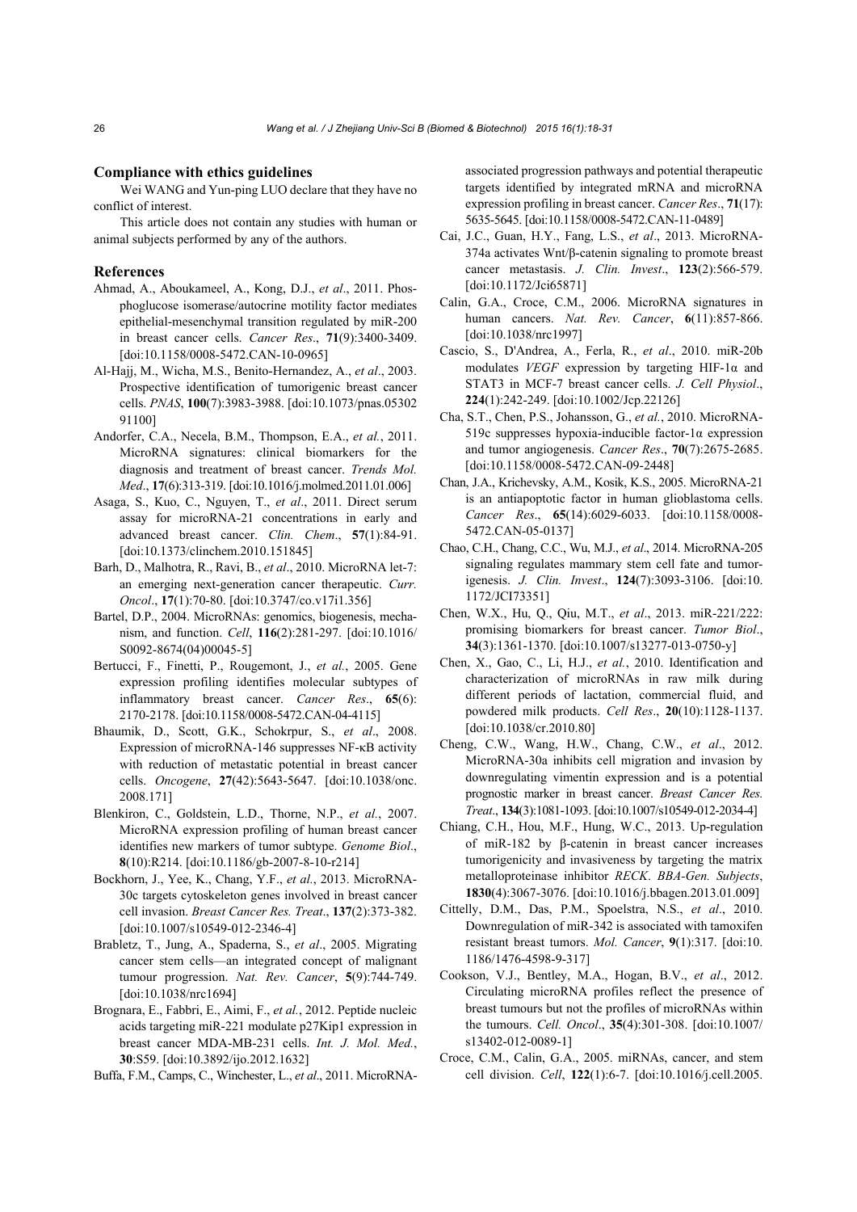## Compliance with ethics guidelines

Wei WANG and Yun-ping LUO declare that they have no conflict of interest.

This article does not contain any studies with human or animal subjects performed by any of the authors.

## References

Ahmad, A., Aboukameel, A., Kong, D.J., *et al*., 2011. Phosphoglucose isomerase/autocrine motility factor mediates epithelial-mesenchymal transition regulated by miR-200 in breast cancer cells. *Cancer Res*., **71**(9):3400-3409. [doi:10.1158/0008-5472.CAN-10-0965]

Al-Hajj, M., Wicha, M.S., Benito-Hernandez, A., *et al*., 2003. Prospective identification of tumorigenic breast cancer cells. *PNAS*, **100**(7):3983-3988. [doi:10.1073/pnas.0530291100]

Andorfer, C.A., Necela, B.M., Thompson, E.A., *et al.*, 2011. MicroRNA signatures: clinical biomarkers for the diagnosis and treatment of breast cancer. *Trends Mol. Med*., **17**(6):313-319. [doi:10.1016/j.molmed.2011.01.006]

Asaga, S., Kuo, C., Nguyen, T., *et al*., 2011. Direct serum assay for microRNA-21 concentrations in early and advanced breast cancer. *Clin. Chem*., **57**(1):84-91. [doi:10.1373/clinchem.2010.151845]

Barh, D., Malhotra, R., Ravi, B., *et al*., 2010. MicroRNA let-7: an emerging next-generation cancer therapeutic. *Curr. Oncol*., **17**(1):70-80. [doi:10.3747/co.v17i1.356]

Bartel, D.P., 2004. MicroRNAs: genomics, biogenesis, mechanism, and function. *Cell*, **116**(2):281-297. [doi:10.1016/S0092-8674(04)00045-5]

Bertucci, F., Finetti, P., Rougemont, J., *et al.*, 2005. Gene expression profiling identifies molecular subtypes of inflammatory breast cancer. *Cancer Res*., **65**(6):2170-2178. [doi:10.1158/0008-5472.CAN-04-4115]

Bhaumik, D., Scott, G.K., Schokrpur, S., *et al*., 2008. Expression of microRNA-146 suppresses NF-κB activity with reduction of metastatic potential in breast cancer cells. *Oncogene*, **27**(42):5643-5647. [doi:10.1038/onc.2008.171]

Blenkiron, C., Goldstein, L.D., Thorne, N.P., *et al.*, 2007. MicroRNA expression profiling of human breast cancer identifies new markers of tumor subtype. *Genome Biol*., **8**(10):R214. [doi:10.1186/gb-2007-8-10-r214]

Bockhorn, J., Yee, K., Chang, Y.F., *et al.*, 2013. MicroRNA-30c targets cytoskeleton genes involved in breast cancer cell invasion. *Breast Cancer Res. Treat*., **137**(2):373-382. [doi:10.1007/s10549-012-2346-4]

Brabletz, T., Jung, A., Spaderna, S., *et al*., 2005. Migrating cancer stem cells—an integrated concept of malignant tumour progression. *Nat. Rev. Cancer*, **5**(9):744-749. [doi:10.1038/nrc1694]

Brognara, E., Fabbri, E., Aimi, F., *et al.*, 2012. Peptide nucleic acids targeting miR-221 modulate p27Kip1 expression in breast cancer MDA-MB-231 cells. *Int. J. Mol. Med.*, **30**:S59. [doi:10.3892/ijo.2012.1632]

Buffa, F.M., Camps, C., Winchester, L., *et al*., 2011. MicroRNA-associated progression pathways and potential therapeutic targets identified by integrated mRNA and microRNA expression profiling in breast cancer. *Cancer Res*., **71**(17):5635-5645. [doi:10.1158/0008-5472.CAN-11-0489]

Cai, J.C., Guan, H.Y., Fang, L.S., *et al*., 2013. MicroRNA-374a activates Wnt/β-catenin signaling to promote breast cancer metastasis. *J. Clin. Invest*., **123**(2):566-579. [doi:10.1172/Jci65871]

Calin, G.A., Croce, C.M., 2006. MicroRNA signatures in human cancers. *Nat. Rev. Cancer*, **6**(11):857-866. [doi:10.1038/nrc1997]

Cascio, S., D'Andrea, A., Ferla, R., *et al*., 2010. miR-20b modulates *VEGF* expression by targeting HIF-1α and STAT3 in MCF-7 breast cancer cells. *J. Cell Physiol*., **224**(1):242-249. [doi:10.1002/Jcp.22126]

Cha, S.T., Chen, P.S., Johansson, G., *et al.*, 2010. MicroRNA-519c suppresses hypoxia-inducible factor-1α expression and tumor angiogenesis. *Cancer Res*., **70**(7):2675-2685. [doi:10.1158/0008-5472.CAN-09-2448]

Chan, J.A., Krichevsky, A.M., Kosik, K.S., 2005. MicroRNA-21 is an antiapoptotic factor in human glioblastoma cells. *Cancer Res*., **65**(14):6029-6033. [doi:10.1158/0008-5472.CAN-05-0137]

Chao, C.H., Chang, C.C., Wu, M.J., *et al*., 2014. MicroRNA-205 signaling regulates mammary stem cell fate and tumorigenesis. *J. Clin. Invest*., **124**(7):3093-3106. [doi:10.1172/JCI73351]

Chen, W.X., Hu, Q., Qiu, M.T., *et al*., 2013. miR-221/222: promising biomarkers for breast cancer. *Tumor Biol*., **34**(3):1361-1370. [doi:10.1007/s13277-013-0750-y]

Chen, X., Gao, C., Li, H.J., *et al.*, 2010. Identification and characterization of microRNAs in raw milk during different periods of lactation, commercial fluid, and powdered milk products. *Cell Res*., **20**(10):1128-1137. [doi:10.1038/cr.2010.80]

Cheng, C.W., Wang, H.W., Chang, C.W., *et al*., 2012. MicroRNA-30a inhibits cell migration and invasion by downregulating vimentin expression and is a potential prognostic marker in breast cancer. *Breast Cancer Res. Treat*., **134**(3):1081-1093. [doi:10.1007/s10549-012-2034-4]

Chiang, C.H., Hou, M.F., Hung, W.C., 2013. Up-regulation of miR-182 by β-catenin in breast cancer increases tumorigenicity and invasiveness by targeting the matrix metalloproteinase inhibitor *RECK*. *BBA-Gen. Subjects*, **1830**(4):3067-3076. [doi:10.1016/j.bbagen.2013.01.009]

Cittelly, D.M., Das, P.M., Spoelstra, N.S., *et al*., 2010. Downregulation of miR-342 is associated with tamoxifen resistant breast tumors. *Mol. Cancer*, **9**(1):317. [doi:10.1186/1476-4598-9-317]

Cookson, V.J., Bentley, M.A., Hogan, B.V., *et al*., 2012. Circulating microRNA profiles reflect the presence of breast tumours but not the profiles of microRNAs within the tumours. *Cell. Oncol*., **35**(4):301-308. [doi:10.1007/s13402-012-0089-1]

Croce, C.M., Calin, G.A., 2005. miRNAs, cancer, and stem cell division. *Cell*, **122**(1):6-7. [doi:10.1016/j.cell.2005.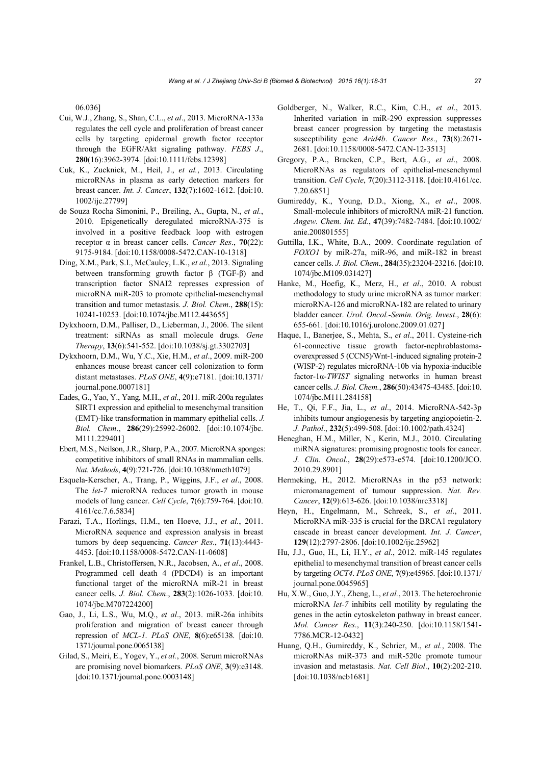06.036]

Cui, W.J., Zhang, S., Shan, C.L., *et al*., 2013. MicroRNA-133a regulates the cell cycle and proliferation of breast cancer cells by targeting epidermal growth factor receptor through the EGFR/Akt signaling pathway. *FEBS J*., **280**(16):3962-3974. [doi:10.1111/febs.12398]

Cuk, K., Zucknick, M., Heil, J., *et al.*, 2013. Circulating microRNAs in plasma as early detection markers for breast cancer. *Int. J. Cancer*, **132**(7):1602-1612. [doi:10.1002/ijc.27799]

de Souza Rocha Simonini, P., Breiling, A., Gupta, N., *et al.*, 2010. Epigenetically deregulated microRNA-375 is involved in a positive feedback loop with estrogen receptor α in breast cancer cells. *Cancer Res*., **70**(22): 9175-9184. [doi:10.1158/0008-5472.CAN-10-1318]

Ding, X.M., Park, S.I., McCauley, L.K., *et al*., 2013. Signaling between transforming growth factor β (TGF-β) and transcription factor SNAI2 represses expression of microRNA miR-203 to promote epithelial-mesenchymal transition and tumor metastasis. *J. Biol. Chem*., **288**(15): 10241-10253. [doi:10.1074/jbc.M112.443655]

Dykxhoorn, D.M., Palliser, D., Lieberman, J., 2006. The silent treatment: siRNAs as small molecule drugs. *Gene Therapy*, **13**(6):541-552. [doi:10.1038/sj.gt.3302703]

Dykxhoorn, D.M., Wu, Y.C., Xie, H.M., *et al*., 2009. miR-200 enhances mouse breast cancer cell colonization to form distant metastases. *PLoS ONE*, **4**(9):e7181. [doi:10.1371/journal.pone.0007181]

Eades, G., Yao, Y., Yang, M.H., *et al*., 2011. miR-200a regulates SIRT1 expression and epithelial to mesenchymal transition (EMT)-like transformation in mammary epithelial cells. *J. Biol. Chem*., **286**(29):25992-26002. [doi:10.1074/jbc.M111.229401]

Ebert, M.S., Neilson, J.R., Sharp, P.A., 2007. MicroRNA sponges: competitive inhibitors of small RNAs in mammalian cells. *Nat. Methods*, **4**(9):721-726. [doi:10.1038/nmeth1079]

Esquela-Kerscher, A., Trang, P., Wiggins, J.F., *et al*., 2008. The *let-7* microRNA reduces tumor growth in mouse models of lung cancer. *Cell Cycle*, **7**(6):759-764. [doi:10.4161/cc.7.6.5834]

Farazi, T.A., Horlings, H.M., ten Hoeve, J.J., *et al.*, 2011. MicroRNA sequence and expression analysis in breast tumors by deep sequencing. *Cancer Res*., **71**(13):4443-4453. [doi:10.1158/0008-5472.CAN-11-0608]

Frankel, L.B., Christoffersen, N.R., Jacobsen, A., *et al*., 2008. Programmed cell death 4 (PDCD4) is an important functional target of the microRNA miR-21 in breast cancer cells. *J. Biol. Chem*., **283**(2):1026-1033. [doi:10.1074/jbc.M707224200]

Gao, J., Li, L.S., Wu, M.Q., *et al*., 2013. miR-26a inhibits proliferation and migration of breast cancer through repression of *MCL-1*. *PLoS ONE*, **8**(6):e65138. [doi:10.1371/journal.pone.0065138]

Gilad, S., Meiri, E., Yogev, Y., *et al.*, 2008. Serum microRNAs are promising novel biomarkers. *PLoS ONE*, **3**(9):e3148. [doi:10.1371/journal.pone.0003148]

Goldberger, N., Walker, R.C., Kim, C.H., *et al*., 2013. Inherited variation in miR-290 expression suppresses breast cancer progression by targeting the metastasis susceptibility gene *Arid4b*. *Cancer Res*., **73**(8):2671-2681. [doi:10.1158/0008-5472.CAN-12-3513]

Gregory, P.A., Bracken, C.P., Bert, A.G., *et al*., 2008. MicroRNAs as regulators of epithelial-mesenchymal transition. *Cell Cycle*, **7**(20):3112-3118. [doi:10.4161/cc.7.20.6851]

Gumireddy, K., Young, D.D., Xiong, X., *et al*., 2008. Small-molecule inhibitors of microRNA miR-21 function. *Angew. Chem. Int. Ed.*, **47**(39):7482-7484. [doi:10.1002/anie.200801555]

Guttilla, I.K., White, B.A., 2009. Coordinate regulation of *FOXO1* by miR-27a, miR-96, and miR-182 in breast cancer cells. *J. Biol. Chem*., **284**(35):23204-23216. [doi:10.1074/jbc.M109.031427]

Hanke, M., Hoefig, K., Merz, H., *et al*., 2010. A robust methodology to study urine microRNA as tumor marker: microRNA-126 and microRNA-182 are related to urinary bladder cancer. *Urol. Oncol.-Semin. Orig. Invest*., **28**(6): 655-661. [doi:10.1016/j.urolonc.2009.01.027]

Haque, I., Banerjee, S., Mehta, S., *et al*., 2011. Cysteine-rich 61-connective tissue growth factor-nephroblastoma-overexpressed 5 (CCN5)/Wnt-1-induced signaling protein-2 (WISP-2) regulates microRNA-10b via hypoxia-inducible factor-1α-*TWIST* signaling networks in human breast cancer cells. *J. Biol. Chem.*, **286**(50):43475-43485. [doi:10.1074/jbc.M111.284158]

He, T., Qi, F.F., Jia, L., *et al*., 2014. MicroRNA-542-3p inhibits tumour angiogenesis by targeting angiopoietin-2. *J. Pathol*., **232**(5):499-508. [doi:10.1002/path.4324]

Heneghan, H.M., Miller, N., Kerin, M.J., 2010. Circulating miRNA signatures: promising prognostic tools for cancer. *J. Clin. Oncol*., **28**(29):e573-e574. [doi:10.1200/JCO.2010.29.8901]

Hermeking, H., 2012. MicroRNAs in the p53 network: micromanagement of tumour suppression. *Nat. Rev. Cancer*, **12**(9):613-626. [doi:10.1038/nrc3318]

Heyn, H., Engelmann, M., Schreek, S., *et al*., 2011. MicroRNA miR-335 is crucial for the BRCA1 regulatory cascade in breast cancer development. *Int. J. Cancer*, **129**(12):2797-2806. [doi:10.1002/ijc.25962]

Hu, J.J., Guo, H., Li, H.Y., *et al*., 2012. miR-145 regulates epithelial to mesenchymal transition of breast cancer cells by targeting *OCT4*. *PLoS ONE*, **7**(9):e45965. [doi:10.1371/journal.pone.0045965]

Hu, X.W., Guo, J.Y., Zheng, L., *et al.*, 2013. The heterochronic microRNA *let-7* inhibits cell motility by regulating the genes in the actin cytoskeleton pathway in breast cancer. *Mol. Cancer Res*., **11**(3):240-250. [doi:10.1158/1541-7786.MCR-12-0432]

Huang, Q.H., Gumireddy, K., Schrier, M., *et al.*, 2008. The microRNAs miR-373 and miR-520c promote tumour invasion and metastasis. *Nat. Cell Biol*., **10**(2):202-210. [doi:10.1038/ncb1681]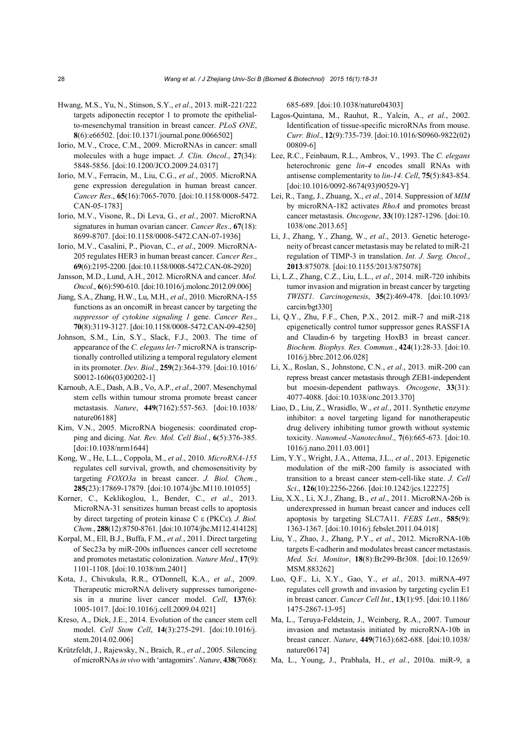Hwang, M.S., Yu, N., Stinson, S.Y., *et al*., 2013. miR-221/222 targets adiponectin receptor 1 to promote the epithelial-to-mesenchymal transition in breast cancer. *PLoS ONE*, **8**(6):e66502. [doi:10.1371/journal.pone.0066502]

Iorio, M.V., Croce, C.M., 2009. MicroRNAs in cancer: small molecules with a huge impact. *J. Clin. Oncol*., **27**(34): 5848-5856. [doi:10.1200/JCO.2009.24.0317]

Iorio, M.V., Ferracin, M., Liu, C.G., *et al.*, 2005. MicroRNA gene expression deregulation in human breast cancer. *Cancer Res*., **65**(16):7065-7070. [doi:10.1158/0008-5472.CAN-05-1783]

Iorio, M.V., Visone, R., Di Leva, G., *et al.*, 2007. MicroRNA signatures in human ovarian cancer. *Cancer Res*., **67**(18): 8699-8707. [doi:10.1158/0008-5472.CAN-07-1936]

Iorio, M.V., Casalini, P., Piovan, C., *et al*., 2009. MicroRNA-205 regulates HER3 in human breast cancer. *Cancer Res*., **69**(6):2195-2200. [doi:10.1158/0008-5472.CAN-08-2920]

Jansson, M.D., Lund, A.H., 2012. MicroRNA and cancer. *Mol. Oncol*., **6**(6):590-610. [doi:10.1016/j.molonc.2012.09.006]

Jiang, S.A., Zhang, H.W., Lu, M.H., *et al*., 2010. MicroRNA-155 functions as an oncomiR in breast cancer by targeting the *suppressor of cytokine signaling 1* gene. *Cancer Res*., **70**(8):3119-3127. [doi:10.1158/0008-5472.CAN-09-4250]

Johnson, S.M., Lin, S.Y., Slack, F.J., 2003. The time of appearance of the *C. elegans let-7* microRNA is transcriptionally controlled utilizing a temporal regulatory element in its promoter. *Dev. Biol*., **259**(2):364-379. [doi:10.1016/S0012-1606(03)00202-1]

Karnoub, A.E., Dash, A.B., Vo, A.P., *et al*., 2007. Mesenchymal stem cells within tumour stroma promote breast cancer metastasis. *Nature*, **449**(7162):557-563. [doi:10.1038/nature06188]

Kim, V.N., 2005. MicroRNA biogenesis: coordinated cropping and dicing. *Nat. Rev. Mol. Cell Biol*., **6**(5):376-385. [doi:10.1038/nrm1644]

Kong, W., He, L.L., Coppola, M., *et al*., 2010. *MicroRNA-155* regulates cell survival, growth, and chemosensitivity by targeting *FOXO3a* in breast cancer. *J. Biol. Chem.*, **285**(23):17869-17879. [doi:10.1074/jbc.M110.101055]

Korner, C., Keklikoglou, I., Bender, C., *et al*., 2013. MicroRNA-31 sensitizes human breast cells to apoptosis by direct targeting of protein kinase C ε (PKCε). *J. Biol. Chem.*, **288**(12):8750-8761. [doi:10.1074/jbc.M112.414128]

Korpal, M., Ell, B.J., Buffa, F.M., *et al.*, 2011. Direct targeting of Sec23a by miR-200s influences cancer cell secretome and promotes metastatic colonization. *Nature Med*., **17**(9): 1101-1108. [doi:10.1038/nm.2401]

Kota, J., Chivukula, R.R., O'Donnell, K.A., *et al*., 2009. Therapeutic microRNA delivery suppresses tumorigenesis in a murine liver cancer model. *Cell*, **137**(6): 1005-1017. [doi:10.1016/j.cell.2009.04.021]

Kreso, A., Dick, J.E., 2014. Evolution of the cancer stem cell model. *Cell Stem Cell*, **14**(3):275-291. [doi:10.1016/j.stem.2014.02.006]

Krützfeldt, J., Rajewsky, N., Braich, R., *et al*., 2005. Silencing of microRNAs *in vivo* with 'antagomirs'. *Nature*, **438**(7068): 685-689. [doi:10.1038/nature04303]

Lagos-Quintana, M., Rauhut, R., Yalcin, A., *et al.*, 2002. Identification of tissue-specific microRNAs from mouse. *Curr. Biol*., **12**(9):735-739. [doi:10.1016/S0960-9822(02)00809-6]

Lee, R.C., Feinbaum, R.L., Ambros, V., 1993. The *C. elegans* heterochronic gene *lin-4* encodes small RNAs with antisense complementarity to *lin-14*. *Cell*, **75**(5):843-854. [doi:10.1016/0092-8674(93)90529-Y]

Lei, R., Tang, J., Zhuang, X., *et al.*, 2014. Suppression of *MIM* by microRNA-182 activates *RhoA* and promotes breast cancer metastasis. *Oncogene*, **33**(10):1287-1296. [doi:10.1038/onc.2013.65]

Li, J., Zhang, Y., Zhang, W., *et al*., 2013. Genetic heterogeneity of breast cancer metastasis may be related to miR-21 regulation of TIMP-3 in translation. *Int. J. Surg. Oncol*., **2013**:875078. [doi:10.1155/2013/875078]

Li, L.Z., Zhang, C.Z., Liu, L.L., *et al*., 2014. miR-720 inhibits tumor invasion and migration in breast cancer by targeting *TWIST1*. *Carcinogenesis*, **35**(2):469-478. [doi:10.1093/carcin/bgt330]

Li, Q.Y., Zhu, F.F., Chen, P.X., 2012. miR-7 and miR-218 epigenetically control tumor suppressor genes RASSF1A and Claudin-6 by targeting HoxB3 in breast cancer. *Biochem. Biophys. Res. Commun.*, **424**(1):28-33. [doi:10.1016/j.bbrc.2012.06.028]

Li, X., Roslan, S., Johnstone, C.N., *et al.*, 2013. miR-200 can repress breast cancer metastasis through ZEB1-independent but moesin-dependent pathways. *Oncogene*, **33**(31): 4077-4088. [doi:10.1038/onc.2013.370]

Liao, D., Liu, Z., Wrasidlo, W., *et al*., 2011. Synthetic enzyme inhibitor: a novel targeting ligand for nanotherapeutic drug delivery inhibiting tumor growth without systemic toxicity. *Nanomed.-Nanotechnol*., **7**(6):665-673. [doi:10.1016/j.nano.2011.03.001]

Lim, Y.Y., Wright, J.A., Attema, J.L., *et al.*, 2013. Epigenetic modulation of the miR-200 family is associated with transition to a breast cancer stem-cell-like state. *J. Cell Sci*., **126**(10):2256-2266. [doi:10.1242/jcs.122275]

Liu, X.X., Li, X.J., Zhang, B., *et al*., 2011. MicroRNA-26b is underexpressed in human breast cancer and induces cell apoptosis by targeting SLC7A11. *FEBS Lett*., **585**(9): 1363-1367. [doi:10.1016/j.febslet.2011.04.018]

Liu, Y., Zhao, J., Zhang, P.Y., *et al*., 2012. MicroRNA-10b targets E-cadherin and modulates breast cancer metastasis. *Med. Sci. Monitor*, **18**(8):Br299-Br308. [doi:10.12659/MSM.883262]

Luo, Q.F., Li, X.Y., Gao, Y., *et al*., 2013. miRNA-497 regulates cell growth and invasion by targeting cyclin E1 in breast cancer. *Cancer Cell Int*., **13**(1):95. [doi:10.1186/1475-2867-13-95]

Ma, L., Teruya-Feldstein, J., Weinberg, R.A., 2007. Tumour invasion and metastasis initiated by microRNA-10b in breast cancer. *Nature*, **449**(7163):682-688. [doi:10.1038/nature06174]

Ma, L., Young, J., Prabhala, H., *et al.*, 2010a. miR-9, a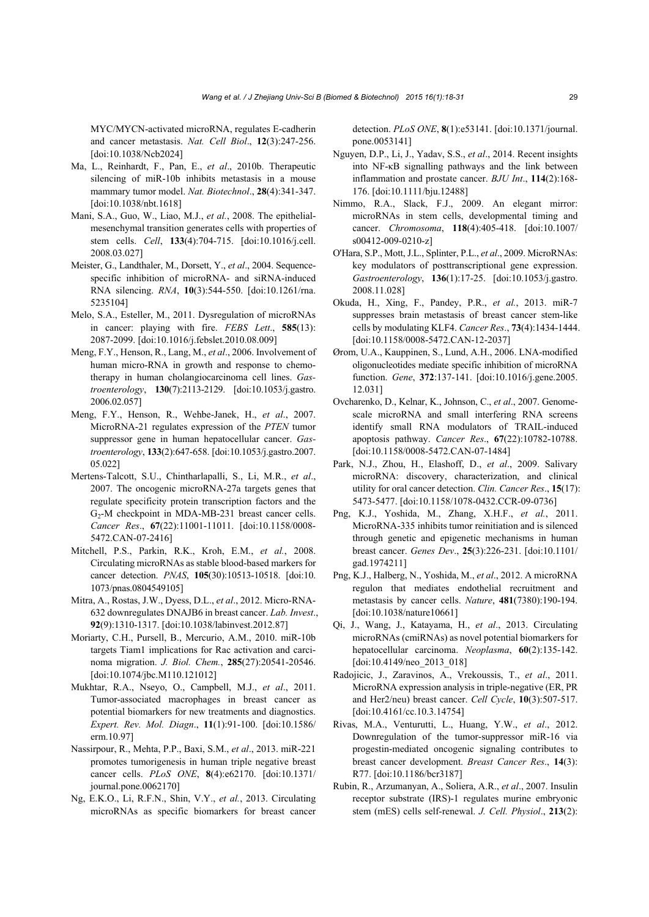MYC/MYCN-activated microRNA, regulates E-cadherin and cancer metastasis. *Nat. Cell Biol*., **12**(3):247-256. [doi:10.1038/Ncb2024]

Ma, L., Reinhardt, F., Pan, E., *et al*., 2010b. Therapeutic silencing of miR-10b inhibits metastasis in a mouse mammary tumor model. *Nat. Biotechnol*., **28**(4):341-347. [doi:10.1038/nbt.1618]

Mani, S.A., Guo, W., Liao, M.J., *et al.*, 2008. The epithelial-mesenchymal transition generates cells with properties of stem cells. *Cell*, **133**(4):704-715. [doi:10.1016/j.cell.2008.03.027]

Meister, G., Landthaler, M., Dorsett, Y., *et al*., 2004. Sequence-specific inhibition of microRNA- and siRNA-induced RNA silencing. *RNA*, **10**(3):544-550. [doi:10.1261/rna.5235104]

Melo, S.A., Esteller, M., 2011. Dysregulation of microRNAs in cancer: playing with fire. *FEBS Lett*., **585**(13):2087-2099. [doi:10.1016/j.febslet.2010.08.009]

Meng, F.Y., Henson, R., Lang, M., *et al*., 2006. Involvement of human micro-RNA in growth and response to chemotherapy in human cholangiocarcinoma cell lines. *Gastroenterology*, **130**(7):2113-2129. [doi:10.1053/j.gastro.2006.02.057]

Meng, F.Y., Henson, R., Wehbe-Janek, H., *et al*., 2007. MicroRNA-21 regulates expression of the *PTEN* tumor suppressor gene in human hepatocellular cancer. *Gastroenterology*, **133**(2):647-658. [doi:10.1053/j.gastro.2007.05.022]

Mertens-Talcott, S.U., Chintharlapalli, S., Li, M.R., *et al*., 2007. The oncogenic microRNA-27a targets genes that regulate specificity protein transcription factors and the $G_2$-M checkpoint in MDA-MB-231 breast cancer cells. *Cancer Res*., **67**(22):11001-11011. [doi:10.1158/0008-5472.CAN-07-2416]

Mitchell, P.S., Parkin, R.K., Kroh, E.M., *et al.*, 2008. Circulating microRNAs as stable blood-based markers for cancer detection. *PNAS*, **105**(30):10513-10518. [doi:10.1073/pnas.0804549105]

Mitra, A., Rostas, J.W., Dyess, D.L., *et al*., 2012. Micro-RNA-632 downregulates DNAJB6 in breast cancer. *Lab. Invest*., **92**(9):1310-1317. [doi:10.1038/labinvest.2012.87]

Moriarty, C.H., Pursell, B., Mercurio, A.M., 2010. miR-10b targets Tiam1 implications for Rac activation and carcinoma migration. *J. Biol. Chem.*, **285**(27):20541-20546. [doi:10.1074/jbc.M110.121012]

Mukhtar, R.A., Nseyo, O., Campbell, M.J., *et al*., 2011. Tumor-associated macrophages in breast cancer as potential biomarkers for new treatments and diagnostics. *Expert. Rev. Mol. Diagn*., **11**(1):91-100. [doi:10.1586/erm.10.97]

Nassirpour, R., Mehta, P.P., Baxi, S.M., *et al*., 2013. miR-221 promotes tumorigenesis in human triple negative breast cancer cells. *PLoS ONE*, **8**(4):e62170. [doi:10.1371/journal.pone.0062170]

Ng, E.K.O., Li, R.F.N., Shin, V.Y., *et al.*, 2013. Circulating microRNAs as specific biomarkers for breast cancer detection. *PLoS ONE*, **8**(1):e53141. [doi:10.1371/journal.pone.0053141]

Nguyen, D.P., Li, J., Yadav, S.S., *et al*., 2014. Recent insights into NF-κB signalling pathways and the link between inflammation and prostate cancer. *BJU Int*., **114**(2):168-176. [doi:10.1111/bju.12488]

Nimmo, R.A., Slack, F.J., 2009. An elegant mirror: microRNAs in stem cells, developmental timing and cancer. *Chromosoma*, **118**(4):405-418. [doi:10.1007/s00412-009-0210-z]

O'Hara, S.P., Mott, J.L., Splinter, P.L., *et al*., 2009. MicroRNAs: key modulators of posttranscriptional gene expression. *Gastroenterology*, **136**(1):17-25. [doi:10.1053/j.gastro.2008.11.028]

Okuda, H., Xing, F., Pandey, P.R., *et al.*, 2013. miR-7 suppresses brain metastasis of breast cancer stem-like cells by modulating KLF4. *Cancer Res*., **73**(4):1434-1444. [doi:10.1158/0008-5472.CAN-12-2037]

Ørom, U.A., Kauppinen, S., Lund, A.H., 2006. LNA-modified oligonucleotides mediate specific inhibition of microRNA function. *Gene*, **372**:137-141. [doi:10.1016/j.gene.2005.12.031]

Ovcharenko, D., Kelnar, K., Johnson, C., *et al*., 2007. Genome-scale microRNA and small interfering RNA screens identify small RNA modulators of TRAIL-induced apoptosis pathway. *Cancer Res*., **67**(22):10782-10788. [doi:10.1158/0008-5472.CAN-07-1484]

Park, N.J., Zhou, H., Elashoff, D., *et al*., 2009. Salivary microRNA: discovery, characterization, and clinical utility for oral cancer detection. *Clin. Cancer Res*., **15**(17):5473-5477. [doi:10.1158/1078-0432.CCR-09-0736]

Png, K.J., Yoshida, M., Zhang, X.H.F., *et al.*, 2011. MicroRNA-335 inhibits tumor reinitiation and is silenced through genetic and epigenetic mechanisms in human breast cancer. *Genes Dev*., **25**(3):226-231. [doi:10.1101/gad.1974211]

Png, K.J., Halberg, N., Yoshida, M., *et al*., 2012. A microRNA regulon that mediates endothelial recruitment and metastasis by cancer cells. *Nature*, **481**(7380):190-194. [doi:10.1038/nature10661]

Qi, J., Wang, J., Katayama, H., *et al*., 2013. Circulating microRNAs (cmiRNAs) as novel potential biomarkers for hepatocellular carcinoma. *Neoplasma*, **60**(2):135-142. [doi:10.4149/neo_2013_018]

Radojicic, J., Zaravinos, A., Vrekoussis, T., *et al*., 2011. MicroRNA expression analysis in triple-negative (ER, PR and Her2/neu) breast cancer. *Cell Cycle*, **10**(3):507-517. [doi:10.4161/cc.10.3.14754]

Rivas, M.A., Venturutti, L., Huang, Y.W., *et al*., 2012. Downregulation of the tumor-suppressor miR-16 via progestin-mediated oncogenic signaling contributes to breast cancer development. *Breast Cancer Res*., **14**(3):R77. [doi:10.1186/bcr3187]

Rubin, R., Arzumanyan, A., Soliera, A.R., *et al*., 2007. Insulin receptor substrate (IRS)-1 regulates murine embryonic stem (mES) cells self-renewal. *J. Cell. Physiol*., **213**(2):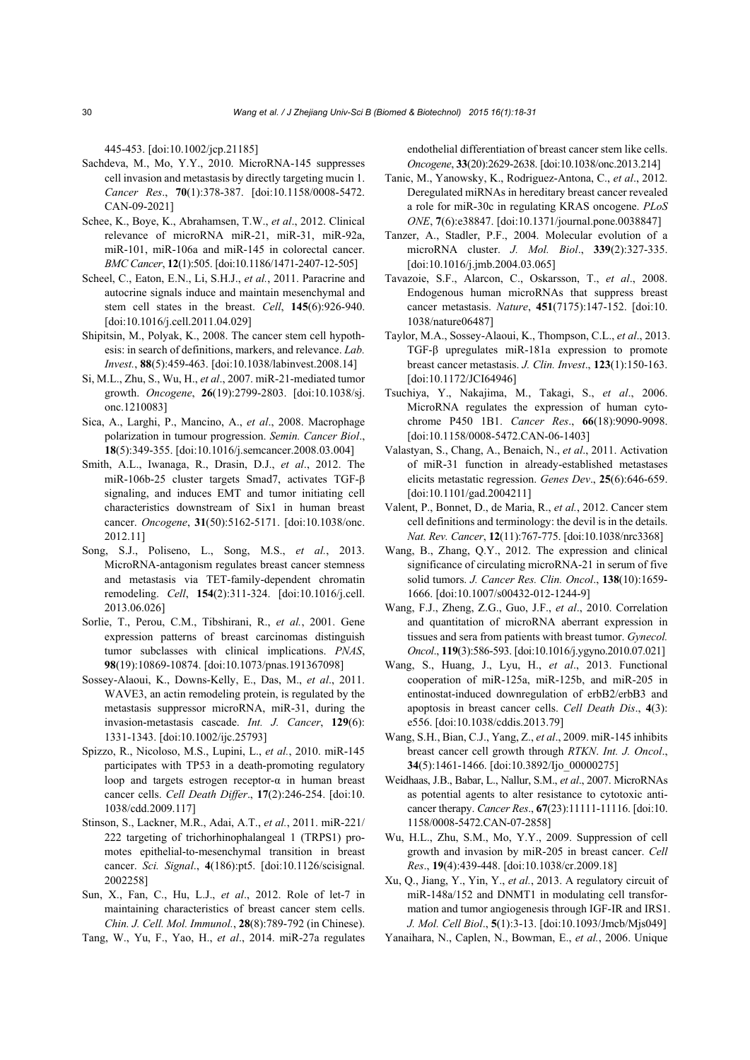445-453. [doi:10.1002/jcp.21185]

Sachdeva, M., Mo, Y.Y., 2010. MicroRNA-145 suppresses cell invasion and metastasis by directly targeting mucin 1. *Cancer Res*., **70**(1):378-387. [doi:10.1158/0008-5472.CAN-09-2021]

Schee, K., Boye, K., Abrahamsen, T.W., *et al*., 2012. Clinical relevance of microRNA miR-21, miR-31, miR-92a, miR-101, miR-106a and miR-145 in colorectal cancer. *BMC Cancer*, **12**(1):505. [doi:10.1186/1471-2407-12-505]

Scheel, C., Eaton, E.N., Li, S.H.J., *et al.*, 2011. Paracrine and autocrine signals induce and maintain mesenchymal and stem cell states in the breast. *Cell*, **145**(6):926-940. [doi:10.1016/j.cell.2011.04.029]

Shipitsin, M., Polyak, K., 2008. The cancer stem cell hypothesis: in search of definitions, markers, and relevance. *Lab. Invest.*, **88**(5):459-463. [doi:10.1038/labinvest.2008.14]

Si, M.L., Zhu, S., Wu, H., *et al*., 2007. miR-21-mediated tumor growth. *Oncogene*, **26**(19):2799-2803. [doi:10.1038/sj.onc.1210083]

Sica, A., Larghi, P., Mancino, A., *et al*., 2008. Macrophage polarization in tumour progression. *Semin. Cancer Biol*., **18**(5):349-355. [doi:10.1016/j.semcancer.2008.03.004]

Smith, A.L., Iwanaga, R., Drasin, D.J., *et al*., 2012. The miR-106b-25 cluster targets Smad7, activates TGF-β signaling, and induces EMT and tumor initiating cell characteristics downstream of Six1 in human breast cancer. *Oncogene*, **31**(50):5162-5171. [doi:10.1038/onc.2012.11]

Song, S.J., Poliseno, L., Song, M.S., *et al.*, 2013. MicroRNA-antagonism regulates breast cancer stemness and metastasis via TET-family-dependent chromatin remodeling. *Cell*, **154**(2):311-324. [doi:10.1016/j.cell.2013.06.026]

Sorlie, T., Perou, C.M., Tibshirani, R., *et al.*, 2001. Gene expression patterns of breast carcinomas distinguish tumor subclasses with clinical implications. *PNAS*, **98**(19):10869-10874. [doi:10.1073/pnas.191367098]

Sossey-Alaoui, K., Downs-Kelly, E., Das, M., *et al*., 2011. WAVE3, an actin remodeling protein, is regulated by the metastasis suppressor microRNA, miR-31, during the invasion-metastasis cascade. *Int. J. Cancer*, **129**(6):1331-1343. [doi:10.1002/ijc.25793]

Spizzo, R., Nicoloso, M.S., Lupini, L., *et al.*, 2010. miR-145 participates with TP53 in a death-promoting regulatory loop and targets estrogen receptor-α in human breast cancer cells. *Cell Death Differ*., **17**(2):246-254. [doi:10.1038/cdd.2009.117]

Stinson, S., Lackner, M.R., Adai, A.T., *et al.*, 2011. miR-221/222 targeting of trichorhinophalangeal 1 (TRPS1) promotes epithelial-to-mesenchymal transition in breast cancer. *Sci. Signal*., **4**(186):pt5. [doi:10.1126/scisignal.2002258]

Sun, X., Fan, C., Hu, L.J., *et al*., 2012. Role of let-7 in maintaining characteristics of breast cancer stem cells. *Chin. J. Cell. Mol. Immunol.*, **28**(8):789-792 (in Chinese).

Tang, W., Yu, F., Yao, H., *et al*., 2014. miR-27a regulates endothelial differentiation of breast cancer stem like cells. *Oncogene*, **33**(20):2629-2638. [doi:10.1038/onc.2013.214]

Tanic, M., Yanowsky, K., Rodriguez-Antona, C., *et al*., 2012. Deregulated miRNAs in hereditary breast cancer revealed a role for miR-30c in regulating KRAS oncogene. *PLoS ONE*, **7**(6):e38847. [doi:10.1371/journal.pone.0038847]

Tanzer, A., Stadler, P.F., 2004. Molecular evolution of a microRNA cluster. *J. Mol. Biol*., **339**(2):327-335. [doi:10.1016/j.jmb.2004.03.065]

Tavazoie, S.F., Alarcon, C., Oskarsson, T., *et al*., 2008. Endogenous human microRNAs that suppress breast cancer metastasis. *Nature*, **451**(7175):147-152. [doi:10.1038/nature06487]

Taylor, M.A., Sossey-Alaoui, K., Thompson, C.L., *et al*., 2013. TGF-β upregulates miR-181a expression to promote breast cancer metastasis. *J. Clin. Invest*., **123**(1):150-163. [doi:10.1172/JCI64946]

Tsuchiya, Y., Nakajima, M., Takagi, S., *et al*., 2006. MicroRNA regulates the expression of human cytochrome P450 1B1. *Cancer Res*., **66**(18):9090-9098. [doi:10.1158/0008-5472.CAN-06-1403]

Valastyan, S., Chang, A., Benaich, N., *et al*., 2011. Activation of miR-31 function in already-established metastases elicits metastatic regression. *Genes Dev*., **25**(6):646-659. [doi:10.1101/gad.2004211]

Valent, P., Bonnet, D., de Maria, R., *et al.*, 2012. Cancer stem cell definitions and terminology: the devil is in the details. *Nat. Rev. Cancer*, **12**(11):767-775. [doi:10.1038/nrc3368]

Wang, B., Zhang, Q.Y., 2012. The expression and clinical significance of circulating microRNA-21 in serum of five solid tumors. *J. Cancer Res. Clin. Oncol*., **138**(10):1659-1666. [doi:10.1007/s00432-012-1244-9]

Wang, F.J., Zheng, Z.G., Guo, J.F., *et al*., 2010. Correlation and quantitation of microRNA aberrant expression in tissues and sera from patients with breast tumor. *Gynecol. Oncol*., **119**(3):586-593. [doi:10.1016/j.ygyno.2010.07.021]

Wang, S., Huang, J., Lyu, H., *et al*., 2013. Functional cooperation of miR-125a, miR-125b, and miR-205 in entinostat-induced downregulation of erbB2/erbB3 and apoptosis in breast cancer cells. *Cell Death Dis*., **4**(3):e556. [doi:10.1038/cddis.2013.79]

Wang, S.H., Bian, C.J., Yang, Z., *et al*., 2009. miR-145 inhibits breast cancer cell growth through *RTKN*. *Int. J. Oncol*., **34**(5):1461-1466. [doi:10.3892/Ijo_00000275]

Weidhaas, J.B., Babar, L., Nallur, S.M., *et al*., 2007. MicroRNAs as potential agents to alter resistance to cytotoxic anticancer therapy. *Cancer Res*., **67**(23):11111-11116. [doi:10.1158/0008-5472.CAN-07-2858]

Wu, H.L., Zhu, S.M., Mo, Y.Y., 2009. Suppression of cell growth and invasion by miR-205 in breast cancer. *Cell Res*., **19**(4):439-448. [doi:10.1038/cr.2009.18]

Xu, Q., Jiang, Y., Yin, Y., *et al.*, 2013. A regulatory circuit of miR-148a/152 and DNMT1 in modulating cell transformation and tumor angiogenesis through IGF-IR and IRS1. *J. Mol. Cell Biol*., **5**(1):3-13. [doi:10.1093/Jmcb/Mjs049]

Yanaihara, N., Caplen, N., Bowman, E., *et al.*, 2006. Unique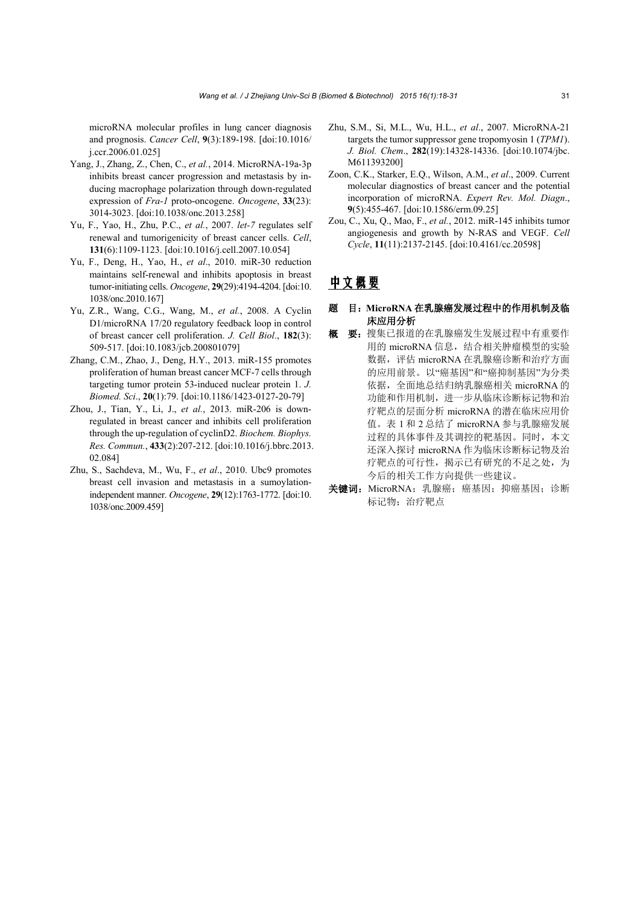microRNA molecular profiles in lung cancer diagnosis and prognosis. *Cancer Cell*, **9**(3):189-198. [doi:10.1016/j.ccr.2006.01.025]

Yang, J., Zhang, Z., Chen, C., *et al.*, 2014. MicroRNA-19a-3p inhibits breast cancer progression and metastasis by inducing macrophage polarization through down-regulated expression of *Fra-1* proto-oncogene. *Oncogene*, **33**(23): 3014-3023. [doi:10.1038/onc.2013.258]

Yu, F., Yao, H., Zhu, P.C., *et al.*, 2007. *let-7* regulates self renewal and tumorigenicity of breast cancer cells. *Cell*, **131**(6):1109-1123. [doi:10.1016/j.cell.2007.10.054]

Yu, F., Deng, H., Yao, H., *et al*., 2010. miR-30 reduction maintains self-renewal and inhibits apoptosis in breast tumor-initiating cells. *Oncogene*, **29**(29):4194-4204. [doi:10.1038/onc.2010.167]

Yu, Z.R., Wang, C.G., Wang, M., *et al.*, 2008. A Cyclin D1/microRNA 17/20 regulatory feedback loop in control of breast cancer cell proliferation. *J. Cell Biol*., **182**(3): 509-517. [doi:10.1083/jcb.200801079]

Zhang, C.M., Zhao, J., Deng, H.Y., 2013. miR-155 promotes proliferation of human breast cancer MCF-7 cells through targeting tumor protein 53-induced nuclear protein 1. *J. Biomed. Sci*., **20**(1):79. [doi:10.1186/1423-0127-20-79]

Zhou, J., Tian, Y., Li, J., *et al.*, 2013. miR-206 is down-regulated in breast cancer and inhibits cell proliferation through the up-regulation of cyclinD2. *Biochem. Biophys. Res. Commun.*, **433**(2):207-212. [doi:10.1016/j.bbrc.2013.02.084]

Zhu, S., Sachdeva, M., Wu, F., *et al*., 2010. Ubc9 promotes breast cell invasion and metastasis in a sumoylation-independent manner. *Oncogene*, **29**(12):1763-1772. [doi:10.1038/onc.2009.459]

Zhu, S.M., Si, M.L., Wu, H.L., *et al*., 2007. MicroRNA-21 targets the tumor suppressor gene tropomyosin 1 (*TPM1*). *J. Biol. Chem*., **282**(19):14328-14336. [doi:10.1074/jbc.M611393200]

Zoon, C.K., Starker, E.Q., Wilson, A.M., *et al*., 2009. Current molecular diagnostics of breast cancer and the potential incorporation of microRNA. *Expert Rev. Mol. Diagn*., **9**(5):455-467. [doi:10.1586/erm.09.25]

Zou, C., Xu, Q., Mao, F., *et al.*, 2012. miR-145 inhibits tumor angiogenesis and growth by N-RAS and VEGF. *Cell Cycle*, **11**(11):2137-2145. [doi:10.4161/cc.20598]

## 中文概要

**题　目：MicroRNA 在乳腺癌发展过程中的作用机制及临床应用分析**

**概　要：**搜集已报道的在乳腺癌发生发展过程中有重要作用的 microRNA 信息，结合相关肿瘤模型的实验数据，评估 microRNA 在乳腺癌诊断和治疗方面的应用前景。以"癌基因"和"癌抑制基因"为分类依据，全面地总结归纳乳腺癌相关 microRNA 的功能和作用机制，进一步从临床诊断标记物和治疗靶点的层面分析 microRNA 的潜在临床应用价值。表 1 和 2 总结了 microRNA 参与乳腺癌发展过程的具体事件及其调控的靶基因。同时，本文还深入探讨 microRNA 作为临床诊断标记物及治疗靶点的可行性，揭示已有研究的不足之处，为今后的相关工作方向提供一些建议。

**关键词：**MicroRNA；乳腺癌；癌基因；抑癌基因；诊断标记物；治疗靶点